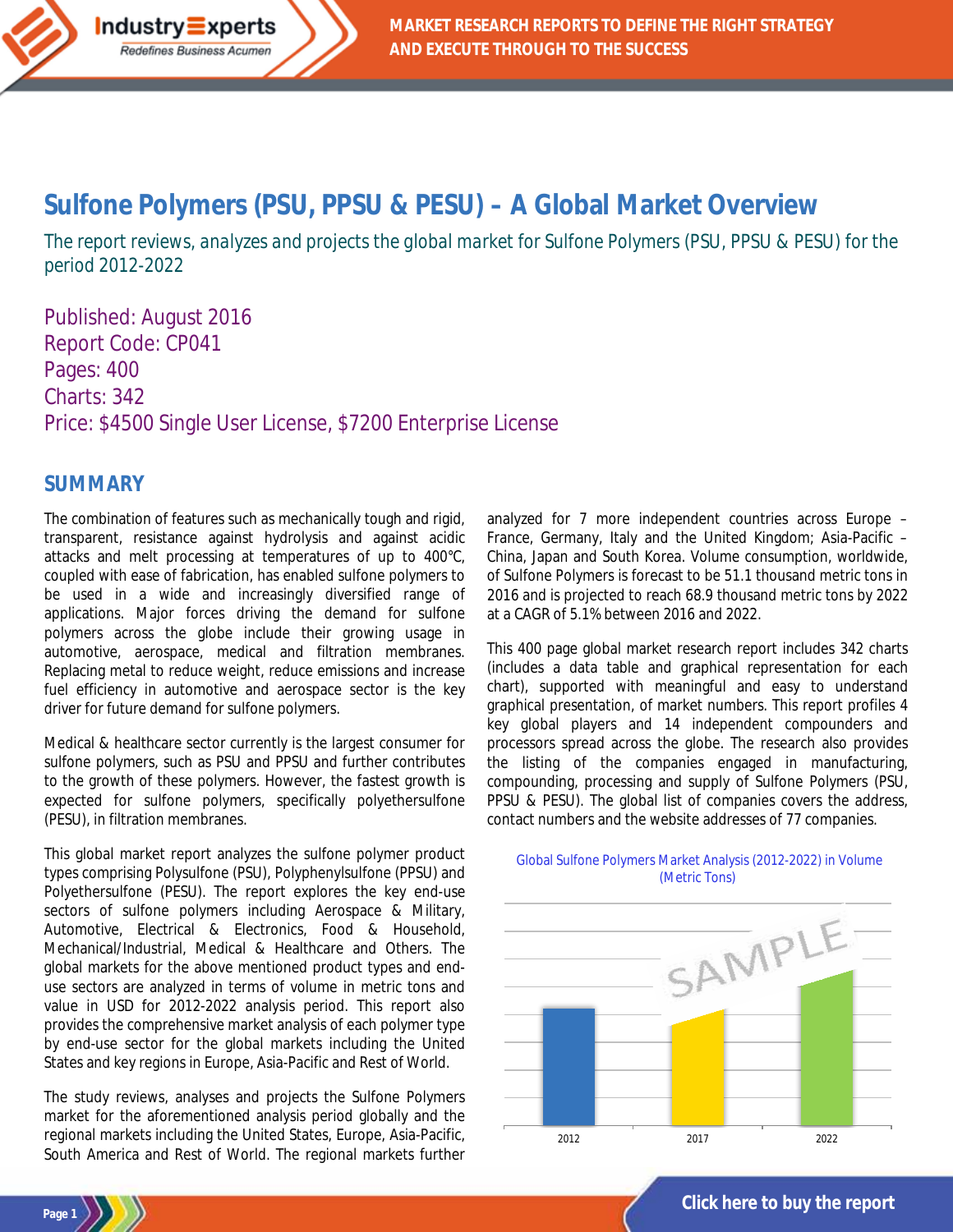# Sulfone Polymers (PSU, PPSU & PESU) – A Global Market Overview

The report reviews, analyzes and projects the global market for Sulfone Polymers (PSU, PPSU & PESU) for the period 2012-2022

Published: August 2016
Report Code: CP041
Pages: 400
Charts: 342
Price: $4500 Single User License, $7200 Enterprise License

## SUMMARY

The combination of features such as mechanically tough and rigid, transparent, resistance against hydrolysis and against acidic attacks and melt processing at temperatures of up to 400°C, coupled with ease of fabrication, has enabled sulfone polymers to be used in a wide and increasingly diversified range of applications. Major forces driving the demand for sulfone polymers across the globe include their growing usage in automotive, aerospace, medical and filtration membranes. Replacing metal to reduce weight, reduce emissions and increase fuel efficiency in automotive and aerospace sector is the key driver for future demand for sulfone polymers.

Medical & healthcare sector currently is the largest consumer for sulfone polymers, such as PSU and PPSU and further contributes to the growth of these polymers. However, the fastest growth is expected for sulfone polymers, specifically polyethersulfone (PESU), in filtration membranes.

This global market report analyzes the sulfone polymer product types comprising Polysulfone (PSU), Polyphenylsulfone (PPSU) and Polyethersulfone (PESU). The report explores the key end-use sectors of sulfone polymers including Aerospace & Military, Automotive, Electrical & Electronics, Food & Household, Mechanical/Industrial, Medical & Healthcare and Others. The global markets for the above mentioned product types and end-use sectors are analyzed in terms of volume in metric tons and value in USD for 2012-2022 analysis period. This report also provides the comprehensive market analysis of each polymer type by end-use sector for the global markets including the United States and key regions in Europe, Asia-Pacific and Rest of World.

The study reviews, analyses and projects the Sulfone Polymers market for the aforementioned analysis period globally and the regional markets including the United States, Europe, Asia-Pacific, South America and Rest of World. The regional markets further analyzed for 7 more independent countries across Europe – France, Germany, Italy and the United Kingdom; Asia-Pacific – China, Japan and South Korea. Volume consumption, worldwide, of Sulfone Polymers is forecast to be 51.1 thousand metric tons in 2016 and is projected to reach 68.9 thousand metric tons by 2022 at a CAGR of 5.1% between 2016 and 2022.

This 400 page global market research report includes 342 charts (includes a data table and graphical representation for each chart), supported with meaningful and easy to understand graphical presentation, of market numbers. This report profiles 4 key global players and 14 independent compounders and processors spread across the globe. The research also provides the listing of the companies engaged in manufacturing, compounding, processing and supply of Sulfone Polymers (PSU, PPSU & PESU). The global list of companies covers the address, contact numbers and the website addresses of 77 companies.

Global Sulfone Polymers Market Analysis (2012-2022) in Volume (Metric Tons)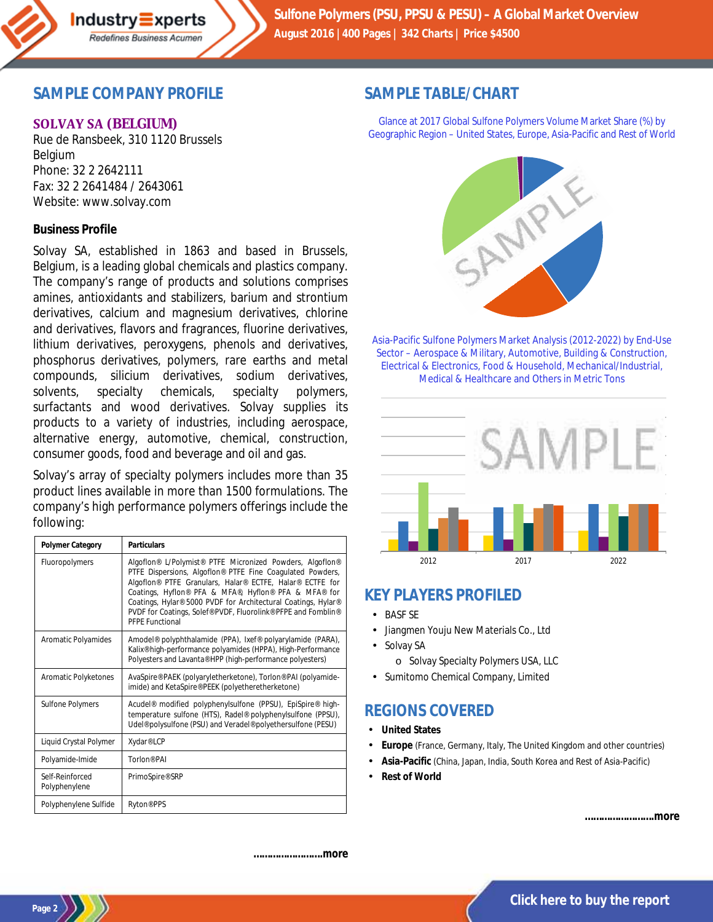## SAMPLE COMPANY PROFILE

### SOLVAY SA (BELGIUM)

Rue de Ransbeek, 310 1120 Brussels
Belgium
Phone: 32 2 2642111
Fax: 32 2 2641484 / 2643061
Website: www.solvay.com

**Business Profile**

Solvay SA, established in 1863 and based in Brussels, Belgium, is a leading global chemicals and plastics company. The company's range of products and solutions comprises amines, antioxidants and stabilizers, barium and strontium derivatives, calcium and magnesium derivatives, chlorine and derivatives, flavors and fragrances, fluorine derivatives, lithium derivatives, peroxygens, phenols and derivatives, phosphorus derivatives, polymers, rare earths and metal compounds, silicium derivatives, sodium derivatives, solvents, specialty chemicals, specialty polymers, surfactants and wood derivatives. Solvay supplies its products to a variety of industries, including aerospace, alternative energy, automotive, chemical, construction, consumer goods, food and beverage and oil and gas.

Solvay's array of specialty polymers includes more than 35 product lines available in more than 1500 formulations. The company's high performance polymers offerings include the following:

| Polymer Category | Particulars |
|---|---|
| Fluoropolymers | Algoflon® L/Polymist® PTFE Micronized Powders, Algoflon® PTFE Dispersions, Algoflon® PTFE Fine Coagulated Powders, Algoflon® PTFE Granulars, Halar® ECTFE, Halar® ECTFE for Coatings, Hyflon® PFA & MFA®, Hyflon® PFA & MFA® for Coatings, Hylar® 5000 PVDF for Architectural Coatings, Hylar® PVDF for Coatings, Solef® PVDF, Fluorolink® PFPE and Fomblin® PFPE Functional |
| Aromatic Polyamides | Amodel® polyphthalamide (PPA), Ixef® polyarylamide (PARA), Kalix® high-performance polyamides (HPPA), High-Performance Polyesters and Lavanta® HPP (high-performance polyesters) |
| Aromatic Polyketones | AvaSpire® PAEK (polyaryletherketone), Torlon® PAI (polyamide-imide) and KetaSpire® PEEK (polyetheretherketone) |
| Sulfone Polymers | Acudel® modified polyphenylsulfone (PPSU), EpiSpire® high-temperature sulfone (HTS), Radel® polyphenylsulfone (PPSU), Udel® polysulfone (PSU) and Veradel® polyethersulfone (PESU) |
| Liquid Crystal Polymer | Xydar® LCP |
| Polyamide-Imide | Torlon® PAI |
| Self-Reinforced Polyphenylene | PrimoSpire® SRP |
| Polyphenylene Sulfide | Ryton® PPS |

**……………………more**

## SAMPLE TABLE/CHART

Glance at 2017 Global Sulfone Polymers Volume Market Share (%) by Geographic Region – United States, Europe, Asia-Pacific and Rest of World

Asia-Pacific Sulfone Polymers Market Analysis (2012-2022) by End-Use Sector – Aerospace & Military, Automotive, Building & Construction, Electrical & Electronics, Food & Household, Mechanical/Industrial, Medical & Healthcare and Others in Metric Tons

## KEY PLAYERS PROFILED

- BASF SE
- Jiangmen Youju New Materials Co., Ltd
- Solvay SA
  - Solvay Specialty Polymers USA, LLC
- Sumitomo Chemical Company, Limited

## REGIONS COVERED

- **United States**
- **Europe** (France, Germany, Italy, The United Kingdom and other countries)
- **Asia-Pacific** (China, Japan, India, South Korea and Rest of Asia-Pacific)
- **Rest of World**

**……………………more**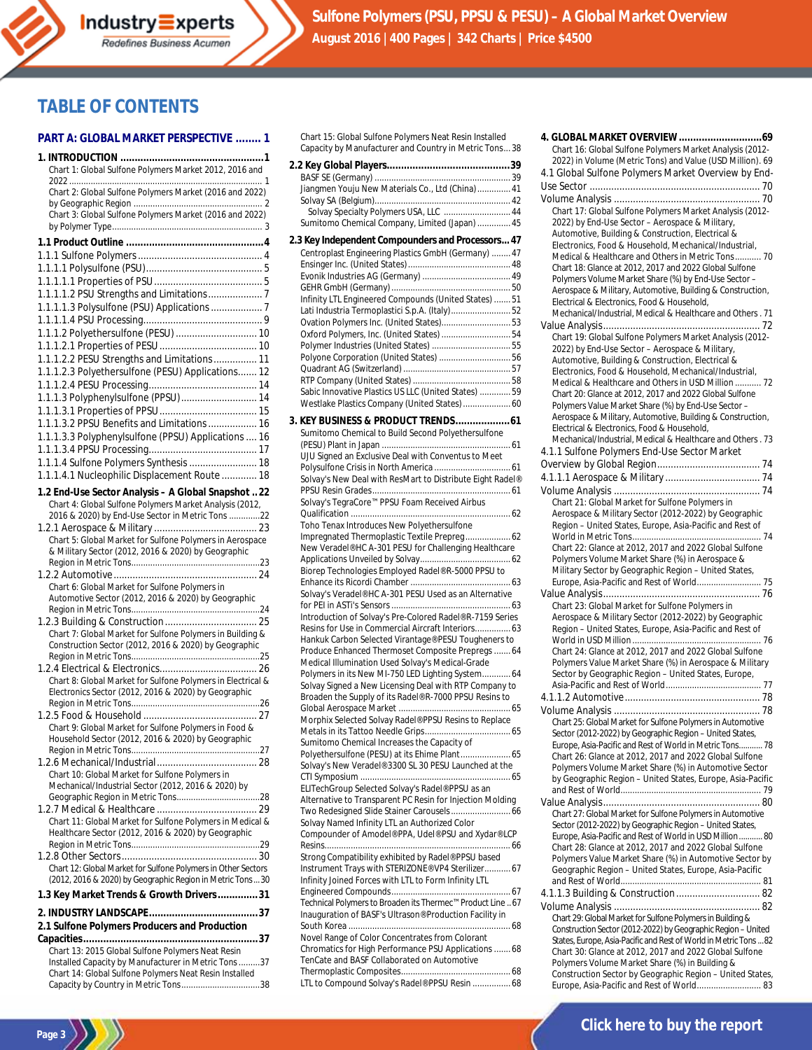# TABLE OF CONTENTS

## PART A: GLOBAL MARKET PERSPECTIVE ........ 1

**1. INTRODUCTION ........ 1**

Chart 1: Global Sulfone Polymers Market 2012, 2016 and 2022 ........ 1

Chart 2: Global Sulfone Polymers Market (2016 and 2022) by Geographic Region ........ 2

Chart 3: Global Sulfone Polymers Market (2016 and 2022) by Polymer Type ........ 3

**1.1 Product Outline ........ 4**

1.1.1 Sulfone Polymers ........ 4

1.1.1.1 Polysulfone (PSU) ........ 5

1.1.1.1.1 Properties of PSU ........ 5

1.1.1.1.2 PSU Strengths and Limitations ........ 7

1.1.1.1.3 Polysulfone (PSU) Applications ........ 7

1.1.1.1.4 PSU Processing ........ 9

1.1.1.2 Polyethersulfone (PESU) ........ 10

1.1.1.2.1 Properties of PESU ........ 10

1.1.1.2.2 PESU Strengths and Limitations ........ 11

1.1.1.2.3 Polyethersulfone (PESU) Applications ........ 12

1.1.1.2.4 PESU Processing ........ 14

1.1.1.3 Polyphenylsulfone (PPSU) ........ 14

1.1.1.3.1 Properties of PPSU ........ 15

1.1.1.3.2 PPSU Benefits and Limitations ........ 16

1.1.1.3.3 Polyphenylsulfone (PPSU) Applications ........ 16

1.1.1.3.4 PPSU Processing ........ 17

1.1.1.4 Sulfone Polymers Synthesis ........ 18

1.1.1.4.1 Nucleophilic Displacement Route ........ 18

**1.2 End-Use Sector Analysis – A Global Snapshot ........ 22**

Chart 4: Global Sulfone Polymers Market Analysis (2012, 2016 & 2020) by End-Use Sector in Metric Tons ........ 22

1.2.1 Aerospace & Military ........ 23

Chart 5: Global Market for Sulfone Polymers in Aerospace & Military Sector (2012, 2016 & 2020) by Geographic Region in Metric Tons ........ 23

1.2.2 Automotive ........ 24

Chart 6: Global Market for Sulfone Polymers in Automotive Sector (2012, 2016 & 2020) by Geographic Region in Metric Tons ........ 24

1.2.3 Building & Construction ........ 25

Chart 7: Global Market for Sulfone Polymers in Building & Construction Sector (2012, 2016 & 2020) by Geographic Region in Metric Tons ........ 25

1.2.4 Electrical & Electronics ........ 26

Chart 8: Global Market for Sulfone Polymers in Electrical & Electronics Sector (2012, 2016 & 2020) by Geographic Region in Metric Tons ........ 26

1.2.5 Food & Household ........ 27

Chart 9: Global Market for Sulfone Polymers in Food & Household Sector (2012, 2016 & 2020) by Geographic Region in Metric Tons ........ 27

1.2.6 Mechanical/Industrial ........ 28

Chart 10: Global Market for Sulfone Polymers in Mechanical/Industrial Sector (2012, 2016 & 2020) by Geographic Region in Metric Tons ........ 28

1.2.7 Medical & Healthcare ........ 29

Chart 11: Global Market for Sulfone Polymers in Medical & Healthcare Sector (2012, 2016 & 2020) by Geographic Region in Metric Tons ........ 29

1.2.8 Other Sectors ........ 30

Chart 12: Global Market for Sulfone Polymers in Other Sectors (2012, 2016 & 2020) by Geographic Region in Metric Tons ........ 30

**1.3 Key Market Trends & Growth Drivers ........ 31**

**2. INDUSTRY LANDSCAPE ........ 37**

**2.1 Sulfone Polymers Producers and Production Capacities ........ 37**

Chart 13: 2015 Global Sulfone Polymers Neat Resin Installed Capacity by Manufacturer in Metric Tons ........ 37

Chart 14: Global Sulfone Polymers Neat Resin Installed Capacity by Country in Metric Tons ........ 38

Chart 15: Global Sulfone Polymers Neat Resin Installed Capacity by Manufacturer and Country in Metric Tons ........ 38

**2.2 Key Global Players ........ 39**

BASF SE (Germany) ........ 39

Jiangmen Youju New Materials Co., Ltd (China) ........ 41

Solvay SA (Belgium) ........ 42

Solvay Specialty Polymers USA, LLC ........ 44

Sumitomo Chemical Company, Limited (Japan) ........ 45

**2.3 Key Independent Compounders and Processors ........ 47**

Centroplast Engineering Plastics GmbH (Germany) ........ 47

Ensinger Inc. (United States) ........ 48

Evonik Industries AG (Germany) ........ 49

GEHR GmbH (Germany) ........ 50

Infinity LTL Engineered Compounds (United States) ........ 51

Lati Industria Termoplastici S.p.A. (Italy) ........ 52

Ovation Polymers Inc. (United States) ........ 53

Oxford Polymers, Inc. (United States) ........ 54

Polymer Industries (United States) ........ 55

Polyone Corporation (United States) ........ 56

Quadrant AG (Switzerland) ........ 57

RTP Company (United States) ........ 58

Sabic Innovative Plastics US LLC (United States) ........ 59

Westlake Plastics Company (United States) ........ 60

**3. KEY BUSINESS & PRODUCT TRENDS ........ 61**

Sumitomo Chemical to Build Second Polyethersulfone (PESU) Plant in Japan ........ 61

UJU Signed an Exclusive Deal with Conventus to Meet Polysulfone Crisis in North America ........ 61

Solvay's New Deal with ResMart to Distribute Eight Radel® PPSU Resin Grades ........ 61

Solvay's TegraCore™ PPSU Foam Received Airbus Qualification ........ 62

Toho Tenax Introduces New Polyethersulfone Impregnated Thermoplastic Textile Prepreg ........ 62

New Veradel®HC A-301 PESU for Challenging Healthcare Applications Unveiled by Solvay ........ 62

Biorep Technologies Employed Radel®R-5000 PPSU to Enhance its Ricordi Chamber ........ 63

Solvay's Veradel®HC A-301 PESU Used as an Alternative for PEI in ASTi's Sensors ........ 63

Introduction of Solvay's Pre-Colored Radel®R-7159 Series Resins for Use in Commercial Aircraft Interiors ........ 63

Hankuk Carbon Selected Virantage®PESU Tougheners to Produce Enhanced Thermoset Composite Prepregs ........ 64

Medical Illumination Used Solvay's Medical-Grade Polymers in its New MI-750 LED Lighting System ........ 64

Solvay Signed a New Licensing Deal with RTP Company to Broaden the Supply of its Radel®R-7000 PPSU Resins to Global Aerospace Market ........ 65

Morphix Selected Solvay Radel®PPSU Resins to Replace Metals in its Tattoo Needle Grips ........ 65

Sumitomo Chemical Increases the Capacity of Polyethersulfone (PESU) at its Ehime Plant ........ 65

Solvay's New Veradel®3300 SL 30 PESU Launched at the CTI Symposium ........ 65

ELITechGroup Selected Solvay's Radel®PPSU as an Alternative to Transparent PC Resin for Injection Molding Two Redesigned Slide Stainer Carousels ........ 66

Solvay Named Infinity LTL an Authorized Color Compounder of Amodel®PPA, Udel®PSU and Xydar®LCP Resins ........ 66

Strong Compatibility exhibited by Radel®PPSU based Instrument Trays with STERIZONE®VP4 Sterilizer ........ 67

Infinity Joined Forces with LTL to Form Infinity LTL Engineered Compounds ........ 67

Technical Polymers to Broaden its Thermec™ Product Line ........ 67

Inauguration of BASF's Ultrason®Production Facility in South Korea ........ 68

Novel Range of Color Concentrates from Colorant Chromatics for High Performance PSU Applications ........ 68

TenCate and BASF Collaborated on Automotive Thermoplastic Composites ........ 68

LTL to Compound Solvay's Radel®PPSU Resin ........ 68

**4. GLOBAL MARKET OVERVIEW ........ 69**

Chart 16: Global Sulfone Polymers Market Analysis (2012-2022) in Volume (Metric Tons) and Value (USD Million) ........ 69

4.1 Global Sulfone Polymers Market Overview by End-Use Sector ........ 70

Volume Analysis ........ 70

Chart 17: Global Sulfone Polymers Market Analysis (2012-2022) by End-Use Sector – Aerospace & Military, Automotive, Building & Construction, Electrical & Electronics, Food & Household, Mechanical/Industrial, Medical & Healthcare and Others in Metric Tons ........ 70

Chart 18: Glance at 2012, 2017 and 2022 Global Sulfone Polymers Volume Market Share (%) by End-Use Sector – Aerospace & Military, Automotive, Building & Construction, Electrical & Electronics, Food & Household, Mechanical/Industrial, Medical & Healthcare and Others ........ 71

Value Analysis ........ 72

Chart 19: Global Sulfone Polymers Market Analysis (2012-2022) by End-Use Sector – Aerospace & Military, Automotive, Building & Construction, Electrical & Electronics, Food & Household, Mechanical/Industrial, Medical & Healthcare and Others in USD Million ........ 72

Chart 20: Glance at 2012, 2017 and 2022 Global Sulfone Polymers Value Market Share (%) by End-Use Sector – Aerospace & Military, Automotive, Building & Construction, Electrical & Electronics, Food & Household, Mechanical/Industrial, Medical & Healthcare and Others ........ 73

4.1.1 Sulfone Polymers End-Use Sector Market Overview by Global Region ........ 74

4.1.1.1 Aerospace & Military ........ 74

Volume Analysis ........ 74

Chart 21: Global Market for Sulfone Polymers in Aerospace & Military Sector (2012-2022) by Geographic Region – United States, Europe, Asia-Pacific and Rest of World in Metric Tons ........ 74

Chart 22: Glance at 2012, 2017 and 2022 Global Sulfone Polymers Volume Market Share (%) in Aerospace & Military Sector by Geographic Region – United States, Europe, Asia-Pacific and Rest of World ........ 75

Value Analysis ........ 76

Chart 23: Global Market for Sulfone Polymers in Aerospace & Military Sector (2012-2022) by Geographic Region – United States, Europe, Asia-Pacific and Rest of World in USD Million ........ 76

Chart 24: Glance at 2012, 2017 and 2022 Global Sulfone Polymers Value Market Share (%) in Aerospace & Military Sector by Geographic Region – United States, Europe, Asia-Pacific and Rest of World ........ 77

4.1.1.2 Automotive ........ 78

Volume Analysis ........ 78

Chart 25: Global Market for Sulfone Polymers in Automotive Sector (2012-2022) by Geographic Region – United States, Europe, Asia-Pacific and Rest of World in Metric Tons ........ 78

Chart 26: Glance at 2012, 2017 and 2022 Global Sulfone Polymers Volume Market Share (%) in Automotive Sector by Geographic Region – United States, Europe, Asia-Pacific and Rest of World ........ 79

Value Analysis ........ 80

Chart 27: Global Market for Sulfone Polymers in Automotive Sector (2012-2022) by Geographic Region – United States, Europe, Asia-Pacific and Rest of World in USD Million ........ 80

Chart 28: Glance at 2012, 2017 and 2022 Global Sulfone Polymers Value Market Share (%) in Automotive Sector by Geographic Region – United States, Europe, Asia-Pacific and Rest of World ........ 81

4.1.1.3 Building & Construction ........ 82

Volume Analysis ........ 82

Chart 29: Global Market for Sulfone Polymers in Building & Construction Sector (2012-2022) by Geographic Region – United States, Europe, Asia-Pacific and Rest of World in Metric Tons ........ 82

Chart 30: Glance at 2012, 2017 and 2022 Global Sulfone Polymers Volume Market Share (%) in Building & Construction Sector by Geographic Region – United States, Europe, Asia-Pacific and Rest of World ........ 83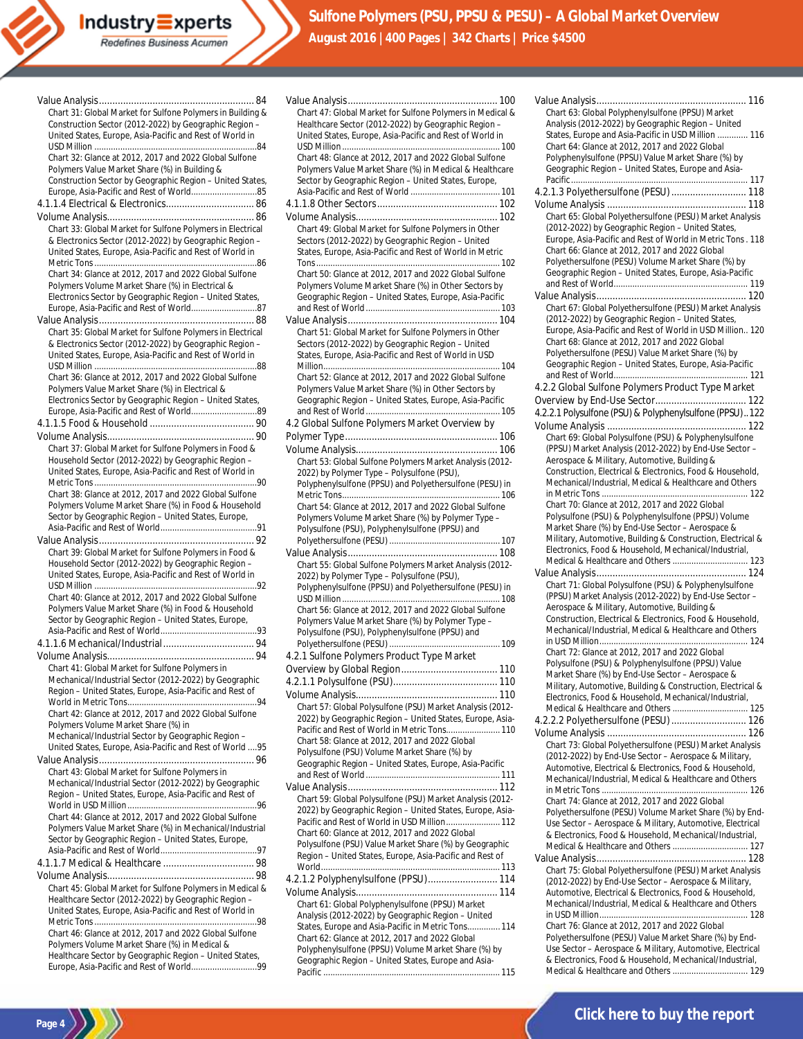Value Analysis ........................................................... 84

Chart 31: Global Market for Sulfone Polymers in Building & Construction Sector (2012-2022) by Geographic Region – United States, Europe, Asia-Pacific and Rest of World in USD Million ........................................................... 84

Chart 32: Glance at 2012, 2017 and 2022 Global Sulfone Polymers Value Market Share (%) in Building & Construction Sector by Geographic Region – United States, Europe, Asia-Pacific and Rest of World ........................... 85

4.1.1.4 Electrical & Electronics ................................. 86

Volume Analysis ........................................................... 86

Chart 33: Global Market for Sulfone Polymers in Electrical & Electronics Sector (2012-2022) by Geographic Region – United States, Europe, Asia-Pacific and Rest of World in Metric Tons ........................................................... 86

Chart 34: Glance at 2012, 2017 and 2022 Global Sulfone Polymers Volume Market Share (%) in Electrical & Electronics Sector by Geographic Region – United States, Europe, Asia-Pacific and Rest of World ........................... 87

Value Analysis ........................................................... 88

Chart 35: Global Market for Sulfone Polymers in Electrical & Electronics Sector (2012-2022) by Geographic Region – United States, Europe, Asia-Pacific and Rest of World in USD Million ........................................................... 88

Chart 36: Glance at 2012, 2017 and 2022 Global Sulfone Polymers Value Market Share (%) in Electrical & Electronics Sector by Geographic Region – United States, Europe, Asia-Pacific and Rest of World ........................... 89

4.1.1.5 Food & Household ....................................... 90

Volume Analysis ........................................................... 90

Chart 37: Global Market for Sulfone Polymers in Food & Household Sector (2012-2022) by Geographic Region – United States, Europe, Asia-Pacific and Rest of World in Metric Tons ........................................................... 90

Chart 38: Glance at 2012, 2017 and 2022 Global Sulfone Polymers Volume Market Share (%) in Food & Household Sector by Geographic Region – United States, Europe, Asia-Pacific and Rest of World ........................................ 91

Value Analysis ........................................................... 92

Chart 39: Global Market for Sulfone Polymers in Food & Household Sector (2012-2022) by Geographic Region – United States, Europe, Asia-Pacific and Rest of World in USD Million ........................................................... 92

Chart 40: Glance at 2012, 2017 and 2022 Global Sulfone Polymers Value Market Share (%) in Food & Household Sector by Geographic Region – United States, Europe, Asia-Pacific and Rest of World ........................................ 93

4.1.1.6 Mechanical/Industrial ................................... 94

Volume Analysis ........................................................... 94

Chart 41: Global Market for Sulfone Polymers in Mechanical/Industrial Sector (2012-2022) by Geographic Region – United States, Europe, Asia-Pacific and Rest of World in Metric Tons ........................................................... 94

Chart 42: Glance at 2012, 2017 and 2022 Global Sulfone Polymers Volume Market Share (%) in Mechanical/Industrial Sector by Geographic Region – United States, Europe, Asia-Pacific and Rest of World .... 95

Value Analysis ........................................................... 96

Chart 43: Global Market for Sulfone Polymers in Mechanical/Industrial Sector (2012-2022) by Geographic Region – United States, Europe, Asia-Pacific and Rest of World in USD Million ........................................................... 96

Chart 44: Glance at 2012, 2017 and 2022 Global Sulfone Polymers Value Market Share (%) in Mechanical/Industrial Sector by Geographic Region – United States, Europe, Asia-Pacific and Rest of World ........................................ 97

4.1.1.7 Medical & Healthcare .................................. 98

Volume Analysis ........................................................... 98

Chart 45: Global Market for Sulfone Polymers in Medical & Healthcare Sector (2012-2022) by Geographic Region – United States, Europe, Asia-Pacific and Rest of World in Metric Tons ........................................................... 98

Chart 46: Glance at 2012, 2017 and 2022 Global Sulfone Polymers Volume Market Share (%) in Medical & Healthcare Sector by Geographic Region – United States, Europe, Asia-Pacific and Rest of World ........................... 99

Value Analysis ........................................................... 100

Chart 47: Global Market for Sulfone Polymers in Medical & Healthcare Sector (2012-2022) by Geographic Region – United States, Europe, Asia-Pacific and Rest of World in USD Million ........................................................... 100

Chart 48: Glance at 2012, 2017 and 2022 Global Sulfone Polymers Value Market Share (%) in Medical & Healthcare Sector by Geographic Region – United States, Europe, Asia-Pacific and Rest of World ....................................... 101

4.1.1.8 Other Sectors ............................................. 102

Volume Analysis ........................................................... 102

Chart 49: Global Market for Sulfone Polymers in Other Sectors (2012-2022) by Geographic Region – United States, Europe, Asia-Pacific and Rest of World in Metric Tons ........................................................... 102

Chart 50: Glance at 2012, 2017 and 2022 Global Sulfone Polymers Volume Market Share (%) in Other Sectors by Geographic Region – United States, Europe, Asia-Pacific and Rest of World ........................................ 103

Value Analysis ........................................................... 104

Chart 51: Global Market for Sulfone Polymers in Other Sectors (2012-2022) by Geographic Region – United States, Europe, Asia-Pacific and Rest of World in USD Million ........................................................... 104

Chart 52: Glance at 2012, 2017 and 2022 Global Sulfone Polymers Value Market Share (%) in Other Sectors by Geographic Region – United States, Europe, Asia-Pacific and Rest of World ........................................ 105

4.2 Global Sulfone Polymers Market Overview by Polymer Type ........................................................... 106

Volume Analysis ........................................................... 106

Chart 53: Global Sulfone Polymers Market Analysis (2012-2022) by Polymer Type – Polysulfone (PSU), Polyphenylsulfone (PPSU) and Polyethersulfone (PESU) in Metric Tons ........................................................... 106

Chart 54: Glance at 2012, 2017 and 2022 Global Sulfone Polymers Volume Market Share (%) by Polymer Type – Polysulfone (PSU), Polyphenylsulfone (PPSU) and Polyethersulfone (PESU) ........................................ 107

Value Analysis ........................................................... 108

Chart 55: Global Sulfone Polymers Market Analysis (2012-2022) by Polymer Type – Polysulfone (PSU), Polyphenylsulfone (PPSU) and Polyethersulfone (PESU) in USD Million ........................................................... 108

Chart 56: Glance at 2012, 2017 and 2022 Global Sulfone Polymers Value Market Share (%) by Polymer Type – Polysulfone (PSU), Polyphenylsulfone (PPSU) and Polyethersulfone (PESU) ........................................ 109

4.2.1 Sulfone Polymers Product Type Market Overview by Global Region ................................... 110

4.2.1.1 Polysulfone (PSU) ....................................... 110

Volume Analysis ........................................................... 110

Chart 57: Global Polysulfone (PSU) Market Analysis (2012-2022) by Geographic Region – United States, Europe, Asia-Pacific and Rest of World in Metric Tons ....................... 110

Chart 58: Glance at 2012, 2017 and 2022 Global Polysulfone (PSU) Volume Market Share (%) by Geographic Region – United States, Europe, Asia-Pacific and Rest of World ........................................ 111

Value Analysis ........................................................... 112

Chart 59: Global Polysulfone (PSU) Market Analysis (2012-2022) by Geographic Region – United States, Europe, Asia-Pacific and Rest of World in USD Million ....................... 112

Chart 60: Glance at 2012, 2017 and 2022 Global Polysulfone (PSU) Value Market Share (%) by Geographic Region – United States, Europe, Asia-Pacific and Rest of World ........................................................... 113

4.2.1.2 Polyphenylsulfone (PPSU) .......................... 114

Volume Analysis ........................................................... 114

Chart 61: Global Polyphenylsulfone (PPSU) Market Analysis (2012-2022) by Geographic Region – United States, Europe and Asia-Pacific in Metric Tons ............. 114

Chart 62: Glance at 2012, 2017 and 2022 Global Polyphenylsulfone (PPSU) Volume Market Share (%) by Geographic Region – United States, Europe and Asia-Pacific ........................................................... 115

Value Analysis ........................................................... 116

Chart 63: Global Polyphenylsulfone (PPSU) Market Analysis (2012-2022) by Geographic Region – United States, Europe and Asia-Pacific in USD Million ............. 116

Chart 64: Glance at 2012, 2017 and 2022 Global Polyphenylsulfone (PPSU) Value Market Share (%) by Geographic Region – United States, Europe and Asia-Pacific ........................................................... 117

4.2.1.3 Polyethersulfone (PESU) ............................ 118

Volume Analysis ........................................................... 118

Chart 65: Global Polyethersulfone (PESU) Market Analysis (2012-2022) by Geographic Region – United States, Europe, Asia-Pacific and Rest of World in Metric Tons . 118

Chart 66: Glance at 2012, 2017 and 2022 Global Polyethersulfone (PESU) Volume Market Share (%) by Geographic Region – United States, Europe, Asia-Pacific and Rest of World ........................................................... 119

Value Analysis ........................................................... 120

Chart 67: Global Polyethersulfone (PESU) Market Analysis (2012-2022) by Geographic Region – United States, Europe, Asia-Pacific and Rest of World in USD Million .. 120

Chart 68: Glance at 2012, 2017 and 2022 Global Polyethersulfone (PESU) Value Market Share (%) by Geographic Region – United States, Europe, Asia-Pacific and Rest of World ........................................................... 121

4.2.2 Global Sulfone Polymers Product Type Market Overview by End-Use Sector .................................. 122

4.2.2.1 Polysulfone (PSU) & Polyphenylsulfone (PPSU) .. 122

Volume Analysis ........................................................... 122

Chart 69: Global Polysulfone (PSU) & Polyphenylsulfone (PPSU) Market Analysis (2012-2022) by End-Use Sector – Aerospace & Military, Automotive, Building & Construction, Electrical & Electronics, Food & Household, Mechanical/Industrial, Medical & Healthcare and Others in Metric Tons ........................................................... 122

Chart 70: Glance at 2012, 2017 and 2022 Global Polysulfone (PSU) & Polyphenylsulfone (PPSU) Volume Market Share (%) by End-Use Sector – Aerospace & Military, Automotive, Building & Construction, Electrical & Electronics, Food & Household, Mechanical/Industrial, Medical & Healthcare and Others ................................ 123

Value Analysis ........................................................... 124

Chart 71: Global Polysulfone (PSU) & Polyphenylsulfone (PPSU) Market Analysis (2012-2022) by End-Use Sector – Aerospace & Military, Automotive, Building & Construction, Electrical & Electronics, Food & Household, Mechanical/Industrial, Medical & Healthcare and Others in USD Million ........................................................... 124

Chart 72: Glance at 2012, 2017 and 2022 Global Polysulfone (PSU) & Polyphenylsulfone (PPSU) Value Market Share (%) by End-Use Sector – Aerospace & Military, Automotive, Building & Construction, Electrical & Electronics, Food & Household, Mechanical/Industrial, Medical & Healthcare and Others ................................ 125

4.2.2.2 Polyethersulfone (PESU) ............................ 126

Volume Analysis ........................................................... 126

Chart 73: Global Polyethersulfone (PESU) Market Analysis (2012-2022) by End-Use Sector – Aerospace & Military, Automotive, Electrical & Electronics, Food & Household, Mechanical/Industrial, Medical & Healthcare and Others in Metric Tons ........................................................... 126

Chart 74: Glance at 2012, 2017 and 2022 Global Polyethersulfone (PESU) Volume Market Share (%) by End-Use Sector – Aerospace & Military, Automotive, Electrical & Electronics, Food & Household, Mechanical/Industrial, Medical & Healthcare and Others ................................ 127

Value Analysis ........................................................... 128

Chart 75: Global Polyethersulfone (PESU) Market Analysis (2012-2022) by End-Use Sector – Aerospace & Military, Automotive, Electrical & Electronics, Food & Household, Mechanical/Industrial, Medical & Healthcare and Others in USD Million ........................................................... 128

Chart 76: Glance at 2012, 2017 and 2022 Global Polyethersulfone (PESU) Value Market Share (%) by End-Use Sector – Aerospace & Military, Automotive, Electrical & Electronics, Food & Household, Mechanical/Industrial, Medical & Healthcare and Others ................................ 129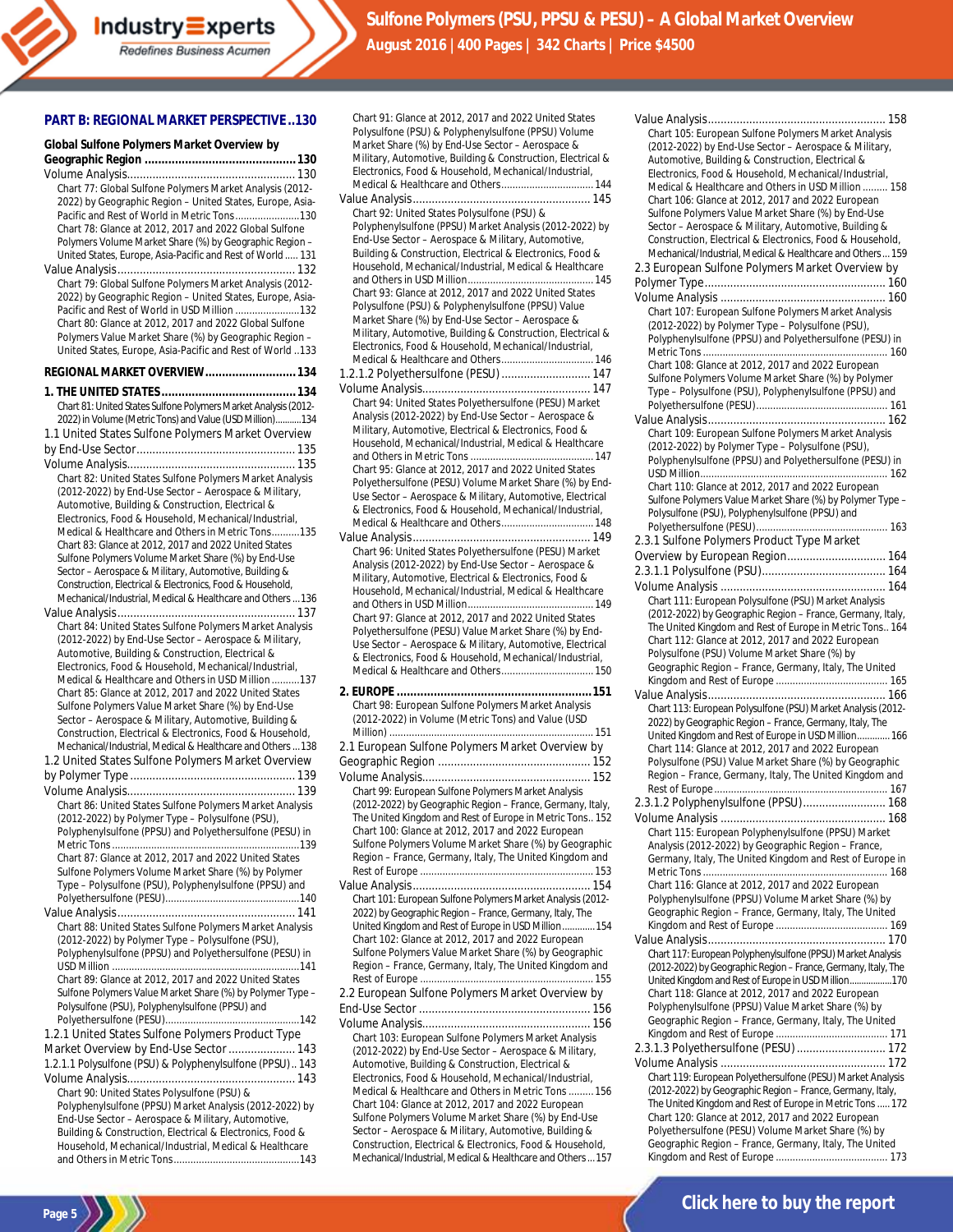## PART B: REGIONAL MARKET PERSPECTIVE..130

**Global Sulfone Polymers Market Overview by Geographic Region ............................ 130**

Volume Analysis.................................................. 130

Chart 77: Global Sulfone Polymers Market Analysis (2012-2022) by Geographic Region – United States, Europe, Asia-Pacific and Rest of World in Metric Tons......................130

Chart 78: Glance at 2012, 2017 and 2022 Global Sulfone Polymers Volume Market Share (%) by Geographic Region – United States, Europe, Asia-Pacific and Rest of World ..... 131

Value Analysis.................................................... 132

Chart 79: Global Sulfone Polymers Market Analysis (2012-2022) by Geographic Region – United States, Europe, Asia-Pacific and Rest of World in USD Million .......................132

Chart 80: Glance at 2012, 2017 and 2022 Global Sulfone Polymers Value Market Share (%) by Geographic Region – United States, Europe, Asia-Pacific and Rest of World ..133

**REGIONAL MARKET OVERVIEW........................... 134**

**1. THE UNITED STATES........................................ 134**

Chart 81: United States Sulfone Polymers Market Analysis (2012-2022) in Volume (Metric Tons) and Value (USD Million)...........134

1.1 United States Sulfone Polymers Market Overview by End-Use Sector ................................................ 135

Volume Analysis.................................................. 135

Chart 82: United States Sulfone Polymers Market Analysis (2012-2022) by End-Use Sector – Aerospace & Military, Automotive, Building & Construction, Electrical & Electronics, Food & Household, Mechanical/Industrial, Medical & Healthcare and Others in Metric Tons..........135

Chart 83: Glance at 2012, 2017 and 2022 United States Sulfone Polymers Volume Market Share (%) by End-Use Sector – Aerospace & Military, Automotive, Building & Construction, Electrical & Electronics, Food & Household, Mechanical/Industrial, Medical & Healthcare and Others ...136

Value Analysis.................................................... 137

Chart 84: United States Sulfone Polymers Market Analysis (2012-2022) by End-Use Sector – Aerospace & Military, Automotive, Building & Construction, Electrical & Electronics, Food & Household, Mechanical/Industrial, Medical & Healthcare and Others in USD Million ..........137

Chart 85: Glance at 2012, 2017 and 2022 United States Sulfone Polymers Value Market Share (%) by End-Use Sector – Aerospace & Military, Automotive, Building & Construction, Electrical & Electronics, Food & Household, Mechanical/Industrial, Medical & Healthcare and Others ...138

1.2 United States Sulfone Polymers Market Overview by Polymer Type ................................................ 139

Volume Analysis.................................................. 139

Chart 86: United States Sulfone Polymers Market Analysis (2012-2022) by Polymer Type – Polysulfone (PSU), Polyphenylsulfone (PPSU) and Polyethersulfone (PESU) in Metric Tons ...................................................................139

Chart 87: Glance at 2012, 2017 and 2022 United States Sulfone Polymers Volume Market Share (%) by Polymer Type – Polysulfone (PSU), Polyphenylsulfone (PPSU) and Polyethersulfone (PESU)................................................140

Value Analysis.................................................... 141

Chart 88: United States Sulfone Polymers Market Analysis (2012-2022) by Polymer Type – Polysulfone (PSU), Polyphenylsulfone (PPSU) and Polyethersulfone (PESU) in USD Million ..................................................................141

Chart 89: Glance at 2012, 2017 and 2022 United States Sulfone Polymers Value Market Share (%) by Polymer Type – Polysulfone (PSU), Polyphenylsulfone (PPSU) and Polyethersulfone (PESU)................................................142

1.2.1 United States Sulfone Polymers Product Type Market Overview by End-Use Sector ..................... 143

1.2.1.1 Polysulfone (PSU) & Polyphenylsulfone (PPSU).. 143

Volume Analysis.................................................. 143

Chart 90: United States Polysulfone (PSU) & Polyphenylsulfone (PPSU) Market Analysis (2012-2022) by End-Use Sector – Aerospace & Military, Automotive, Building & Construction, Electrical & Electronics, Food & Household, Mechanical/Industrial, Medical & Healthcare and Others in Metric Tons.............................................143

Chart 91: Glance at 2012, 2017 and 2022 United States Polysulfone (PSU) & Polyphenylsulfone (PPSU) Volume Market Share (%) by End-Use Sector – Aerospace & Military, Automotive, Building & Construction, Electrical & Electronics, Food & Household, Mechanical/Industrial, Medical & Healthcare and Others................................ 144

Value Analysis.................................................... 145

Chart 92: United States Polysulfone (PSU) & Polyphenylsulfone (PPSU) Market Analysis (2012-2022) by End-Use Sector – Aerospace & Military, Automotive, Building & Construction, Electrical & Electronics, Food & Household, Mechanical/Industrial, Medical & Healthcare and Others in USD Million............................................ 145

Chart 93: Glance at 2012, 2017 and 2022 United States Polysulfone (PSU) & Polyphenylsulfone (PPSU) Value Market Share (%) by End-Use Sector – Aerospace & Military, Automotive, Building & Construction, Electrical & Electronics, Food & Household, Mechanical/Industrial, Medical & Healthcare and Others................................ 146

1.2.1.2 Polyethersulfone (PESU) ........................... 147

Volume Analysis.................................................. 147

Chart 94: United States Polyethersulfone (PESU) Market Analysis (2012-2022) by End-Use Sector – Aerospace & Military, Automotive, Electrical & Electronics, Food & Household, Mechanical/Industrial, Medical & Healthcare and Others in Metric Tons ........................................... 147

Chart 95: Glance at 2012, 2017 and 2022 United States Polyethersulfone (PESU) Volume Market Share (%) by End-Use Sector – Aerospace & Military, Automotive, Electrical & Electronics, Food & Household, Mechanical/Industrial, Medical & Healthcare and Others................................ 148

Value Analysis.................................................... 149

Chart 96: United States Polyethersulfone (PESU) Market Analysis (2012-2022) by End-Use Sector – Aerospace & Military, Automotive, Electrical & Electronics, Food & Household, Mechanical/Industrial, Medical & Healthcare and Others in USD Million............................................ 149

Chart 97: Glance at 2012, 2017 and 2022 United States Polyethersulfone (PESU) Value Market Share (%) by End-Use Sector – Aerospace & Military, Automotive, Electrical & Electronics, Food & Household, Mechanical/Industrial, Medical & Healthcare and Others................................ 150

**2. EUROPE .......................................................... 151**

Chart 98: European Sulfone Polymers Market Analysis (2012-2022) in Volume (Metric Tons) and Value (USD Million) ........................................................................ 151

2.1 European Sulfone Polymers Market Overview by Geographic Region ............................................... 152

Volume Analysis.................................................. 152

Chart 99: European Sulfone Polymers Market Analysis (2012-2022) by Geographic Region – France, Germany, Italy, The United Kingdom and Rest of Europe in Metric Tons.. 152

Chart 100: Glance at 2012, 2017 and 2022 European Sulfone Polymers Volume Market Share (%) by Geographic Region – France, Germany, Italy, The United Kingdom and Rest of Europe ............................................................. 153

Value Analysis.................................................... 154

Chart 101: European Sulfone Polymers Market Analysis (2012-2022) by Geographic Region – France, Germany, Italy, The United Kingdom and Rest of Europe in USD Million............154

Chart 102: Glance at 2012, 2017 and 2022 European Sulfone Polymers Value Market Share (%) by Geographic Region – France, Germany, Italy, The United Kingdom and Rest of Europe ............................................................ 155

2.2 European Sulfone Polymers Market Overview by End-Use Sector ..................................................... 156

Volume Analysis.................................................. 156

Chart 103: European Sulfone Polymers Market Analysis (2012-2022) by End-Use Sector – Aerospace & Military, Automotive, Building & Construction, Electrical & Electronics, Food & Household, Mechanical/Industrial, Medical & Healthcare and Others in Metric Tons ......... 156

Chart 104: Glance at 2012, 2017 and 2022 European Sulfone Polymers Volume Market Share (%) by End-Use Sector – Aerospace & Military, Automotive, Building & Construction, Electrical & Electronics, Food & Household, Mechanical/Industrial, Medical & Healthcare and Others ... 157

Value Analysis.................................................... 158

Chart 105: European Sulfone Polymers Market Analysis (2012-2022) by End-Use Sector – Aerospace & Military, Automotive, Building & Construction, Electrical & Electronics, Food & Household, Mechanical/Industrial, Medical & Healthcare and Others in USD Million ......... 158

Chart 106: Glance at 2012, 2017 and 2022 European Sulfone Polymers Value Market Share (%) by End-Use Sector – Aerospace & Military, Automotive, Building & Construction, Electrical & Electronics, Food & Household, Mechanical/Industrial, Medical & Healthcare and Others ... 159

2.3 European Sulfone Polymers Market Overview by Polymer Type........................................................ 160

Volume Analysis .................................................. 160

Chart 107: European Sulfone Polymers Market Analysis (2012-2022) by Polymer Type – Polysulfone (PSU), Polyphenylsulfone (PPSU) and Polyethersulfone (PESU) in Metric Tons .................................................................. 160

Chart 108: Glance at 2012, 2017 and 2022 European Sulfone Polymers Volume Market Share (%) by Polymer Type – Polysulfone (PSU), Polyphenylsulfone (PPSU) and Polyethersulfone (PESU)............................................... 161

Value Analysis.................................................... 162

Chart 109: European Sulfone Polymers Market Analysis (2012-2022) by Polymer Type – Polysulfone (PSU), Polyphenylsulfone (PPSU) and Polyethersulfone (PESU) in USD Million.................................................................. 162

Chart 110: Glance at 2012, 2017 and 2022 European Sulfone Polymers Value Market Share (%) by Polymer Type – Polysulfone (PSU), Polyphenylsulfone (PPSU) and Polyethersulfone (PESU)............................................... 163

2.3.1 Sulfone Polymers Product Type Market Overview by European Region.............................. 164

2.3.1.1 Polysulfone (PSU)...................................... 164

Volume Analysis .................................................. 164

Chart 111: European Polysulfone (PSU) Market Analysis (2012-2022) by Geographic Region – France, Germany, Italy, The United Kingdom and Rest of Europe in Metric Tons.. 164

Chart 112: Glance at 2012, 2017 and 2022 European Polysulfone (PSU) Volume Market Share (%) by Geographic Region – France, Germany, Italy, The United Kingdom and Rest of Europe ........................................ 165

Value Analysis.................................................... 166

Chart 113: European Polysulfone (PSU) Market Analysis (2012-2022) by Geographic Region – France, Germany, Italy, The United Kingdom and Rest of Europe in USD Million............ 166

Chart 114: Glance at 2012, 2017 and 2022 European Polysulfone (PSU) Value Market Share (%) by Geographic Region – France, Germany, Italy, The United Kingdom and Rest of Europe ............................................................... 167

2.3.1.2 Polyphenylsulfone (PPSU).......................... 168

Volume Analysis .................................................. 168

Chart 115: European Polyphenylsulfone (PPSU) Market Analysis (2012-2022) by Geographic Region – France, Germany, Italy, The United Kingdom and Rest of Europe in Metric Tons .................................................................. 168

Chart 116: Glance at 2012, 2017 and 2022 European Polyphenylsulfone (PPSU) Volume Market Share (%) by Geographic Region – France, Germany, Italy, The United Kingdom and Rest of Europe ........................................ 169

Value Analysis.................................................... 170

Chart 117: European Polyphenylsulfone (PPSU) Market Analysis (2012-2022) by Geographic Region – France, Germany, Italy, The United Kingdom and Rest of Europe in USD Million.................170

Chart 118: Glance at 2012, 2017 and 2022 European Polyphenylsulfone (PPSU) Value Market Share (%) by Geographic Region – France, Germany, Italy, The United Kingdom and Rest of Europe ........................................ 171

2.3.1.3 Polyethersulfone (PESU) ............................ 172

Volume Analysis .................................................. 172

Chart 119: European Polyethersulfone (PESU) Market Analysis (2012-2022) by Geographic Region – France, Germany, Italy, The United Kingdom and Rest of Europe in Metric Tons ..... 172

Chart 120: Glance at 2012, 2017 and 2022 European Polyethersulfone (PESU) Volume Market Share (%) by Geographic Region – France, Germany, Italy, The United Kingdom and Rest of Europe ........................................ 173

Click here to buy the report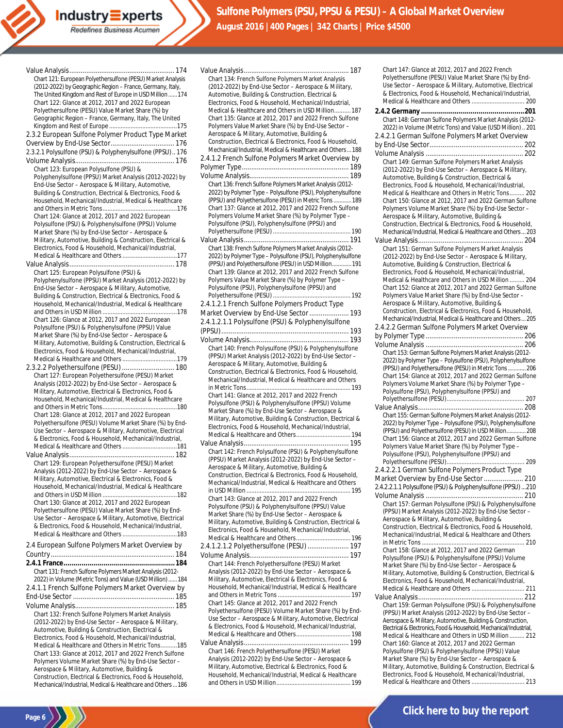Value Analysis.......................................................... 174

Chart 121: European Polyethersulfone (PESU) Market Analysis (2012-2022) by Geographic Region – France, Germany, Italy, The United Kingdom and Rest of Europe in USD Million ......174

Chart 122: Glance at 2012, 2017 and 2022 European Polyethersulfone (PESU) Value Market Share (%) by Geographic Region – France, Germany, Italy, The United Kingdom and Rest of Europe ..........................................175

2.3.2 European Sulfone Polymer Product Type Market Overview by End-Use Sector................................... 176

2.3.2.1 Polysulfone (PSU) & Polyphenylsulfone (PPSU).. 176

Volume Analysis..................................................... 176

Chart 123: European Polysulfone (PSU) & Polyphenylsulfone (PPSU) Market Analysis (2012-2022) by End-Use Sector – Aerospace & Military, Automotive, Building & Construction, Electrical & Electronics, Food & Household, Mechanical/Industrial, Medical & Healthcare and Others in Metric Tons.............................................176

Chart 124: Glance at 2012, 2017 and 2022 European Polysulfone (PSU) & Polyphenylsulfone (PPSU) Volume Market Share (%) by End-Use Sector – Aerospace & Military, Automotive, Building & Construction, Electrical & Electronics, Food & Household, Mechanical/Industrial, Medical & Healthcare and Others .................................177

Value Analysis......................................................... 178

Chart 125: European Polysulfone (PSU) & Polyphenylsulfone (PPSU) Market Analysis (2012-2022) by End-Use Sector – Aerospace & Military, Automotive, Building & Construction, Electrical & Electronics, Food & Household, Mechanical/Industrial, Medical & Healthcare and Others in USD Million .............................................178

Chart 126: Glance at 2012, 2017 and 2022 European Polysulfone (PSU) & Polyphenylsulfone (PPSU) Value Market Share (%) by End-Use Sector – Aerospace & Military, Automotive, Building & Construction, Electrical & Electronics, Food & Household, Mechanical/Industrial, Medical & Healthcare and Others .................................179

2.3.2.2 Polyethersulfone (PESU) ............................ 180

Chart 127: European Polyethersulfone (PESU) Market Analysis (2012-2022) by End-Use Sector – Aerospace & Military, Automotive, Electrical & Electronics, Food & Household, Mechanical/Industrial, Medical & Healthcare and Others in Metric Tons.............................................180

Chart 128: Glance at 2012, 2017 and 2022 European Polyethersulfone (PESU) Volume Market Share (%) by End-Use Sector – Aerospace & Military, Automotive, Electrical & Electronics, Food & Household, Mechanical/Industrial, Medical & Healthcare and Others .................................181

Value Analysis......................................................... 182

Chart 129: European Polyethersulfone (PESU) Market Analysis (2012-2022) by End-Use Sector – Aerospace & Military, Automotive, Electrical & Electronics, Food & Household, Mechanical/Industrial, Medical & Healthcare and Others in USD Million .............................................182

Chart 130: Glance at 2012, 2017 and 2022 European Polyethersulfone (PESU) Value Market Share (%) by End-Use Sector – Aerospace & Military, Automotive, Electrical & Electronics, Food & Household, Mechanical/Industrial, Medical & Healthcare and Others .................................183

2.4 European Sulfone Polymers Market Overview by Country.................................................................. 184

**2.4.1 France......................................................... 184**

Chart 131: French Sulfone Polymers Market Analysis (2012-2022) in Volume (Metric Tons) and Value (USD Million).....184

2.4.1.1 French Sulfone Polymers Market Overview by End-Use Sector ...................................................... 185

Volume Analysis..................................................... 185

Chart 132: French Sulfone Polymers Market Analysis (2012-2022) by End-Use Sector – Aerospace & Military, Automotive, Building & Construction, Electrical & Electronics, Food & Household, Mechanical/Industrial, Medical & Healthcare and Others in Metric Tons..........185

Chart 133: Glance at 2012, 2017 and 2022 French Sulfone Polymers Volume Market Share (%) by End-Use Sector – Aerospace & Military, Automotive, Building & Construction, Electrical & Electronics, Food & Household, Mechanical/Industrial, Medical & Healthcare and Others ... 186

Value Analysis......................................................... 187

Chart 134: French Sulfone Polymers Market Analysis (2012-2022) by End-Use Sector – Aerospace & Military, Automotive, Building & Construction, Electrical & Electronics, Food & Household, Mechanical/Industrial, Medical & Healthcare and Others in USD Million........... 187

Chart 135: Glance at 2012, 2017 and 2022 French Sulfone Polymers Value Market Share (%) by End-Use Sector – Aerospace & Military, Automotive, Building & Construction, Electrical & Electronics, Food & Household, Mechanical/Industrial, Medical & Healthcare and Others ... 188

2.4.1.2 French Sulfone Polymers Market Overview by Polymer Type........................................................ 189

Volume Analysis..................................................... 189

Chart 136: French Sulfone Polymers Market Analysis (2012-2022) by Polymer Type – Polysulfone (PSU), Polyphenylsulfone (PPSU) and Polyethersulfone (PESU) in Metric Tons ........... 189

Chart 137: Glance at 2012, 2017 and 2022 French Sulfone Polymers Volume Market Share (%) by Polymer Type – Polysulfone (PSU), Polyphenylsulfone (PPSU) and Polyethersulfone (PESU) ................................................ 190

Value Analysis......................................................... 191

Chart 138: French Sulfone Polymers Market Analysis (2012-2022) by Polymer Type – Polysulfone (PSU), Polyphenylsulfone (PPSU) and Polyethersulfone (PESU) in USD Million............ 191

Chart 139: Glance at 2012, 2017 and 2022 French Sulfone Polymers Value Market Share (%) by Polymer Type – Polysulfone (PSU), Polyphenylsulfone (PPSU) and Polyethersulfone (PESU) ................................................ 192

2.4.1.2.1 French Sulfone Polymers Product Type Market Overview by End-Use Sector ..................... 193

2.4.1.2.1.1 Polysulfone (PSU) & Polyphenylsulfone (PPSU) .................................................................... 193

Volume Analysis..................................................... 193

Chart 140: French Polysulfone (PSU) & Polyphenylsulfone (PPSU) Market Analysis (2012-2022) by End-Use Sector – Aerospace & Military, Automotive, Building & Construction, Electrical & Electronics, Food & Household, Mechanical/Industrial, Medical & Healthcare and Others in Metric Tons............................................................. 193

Chart 141: Glance at 2012, 2017 and 2022 French Polysulfone (PSU) & Polyphenylsulfone (PPSU) Volume Market Share (%) by End-Use Sector – Aerospace & Military, Automotive, Building & Construction, Electrical & Electronics, Food & Household, Mechanical/Industrial, Medical & Healthcare and Others................................. 194

Value Analysis......................................................... 195

Chart 142: French Polysulfone (PSU) & Polyphenylsulfone (PPSU) Market Analysis (2012-2022) by End-Use Sector – Aerospace & Military, Automotive, Building & Construction, Electrical & Electronics, Food & Household, Mechanical/Industrial, Medical & Healthcare and Others in USD Million ............................................................... 195

Chart 143: Glance at 2012, 2017 and 2022 French Polysulfone (PSU) & Polyphenylsulfone (PPSU) Value Market Share (%) by End-Use Sector – Aerospace & Military, Automotive, Building & Construction, Electrical & Electronics, Food & Household, Mechanical/Industrial, Medical & Healthcare and Others................................. 196

2.4.1.2.1.2 Polyethersulfone (PESU) ...................... 197

Volume Analysis..................................................... 197

Chart 144: French Polyethersulfone (PESU) Market Analysis (2012-2022) by End-Use Sector – Aerospace & Military, Automotive, Electrical & Electronics, Food & Household, Mechanical/Industrial, Medical & Healthcare and Others in Metric Tons ............................................ 197

Chart 145: Glance at 2012, 2017 and 2022 French Polyethersulfone (PESU) Volume Market Share (%) by End-Use Sector – Aerospace & Military, Automotive, Electrical & Electronics, Food & Household, Mechanical/Industrial, Medical & Healthcare and Others................................. 198

Value Analysis......................................................... 199

Chart 146: French Polyethersulfone (PESU) Market Analysis (2012-2022) by End-Use Sector – Aerospace & Military, Automotive, Electrical & Electronics, Food & Household, Mechanical/Industrial, Medical & Healthcare and Others in USD Million............................................. 199

Chart 147: Glance at 2012, 2017 and 2022 French Polyethersulfone (PESU) Value Market Share (%) by End-Use Sector – Aerospace & Military, Automotive, Electrical & Electronics, Food & Household, Mechanical/Industrial, Medical & Healthcare and Others ................................ 200

**2.4.2 Germany ..................................................... 201**

Chart 148: German Sulfone Polymers Market Analysis (2012-2022) in Volume (Metric Tons) and Value (USD Million) .. 201

2.4.2.1 German Sulfone Polymers Market Overview by End-Use Sector.................................................. 202

Volume Analysis .................................................... 202

Chart 149: German Sulfone Polymers Market Analysis (2012-2022) by End-Use Sector – Aerospace & Military, Automotive, Building & Construction, Electrical & Electronics, Food & Household, Mechanical/Industrial, Medical & Healthcare and Others in Metric Tons......... 202

Chart 150: Glance at 2012, 2017 and 2022 German Sulfone Polymers Volume Market Share (%) by End-Use Sector – Aerospace & Military, Automotive, Building & Construction, Electrical & Electronics, Food & Household, Mechanical/Industrial, Medical & Healthcare and Others ... 203

Value Analysis......................................................... 204

Chart 151: German Sulfone Polymers Market Analysis (2012-2022) by End-Use Sector – Aerospace & Military, Automotive, Building & Construction, Electrical & Electronics, Food & Household, Mechanical/Industrial, Medical & Healthcare and Others in USD Million ......... 204

Chart 152: Glance at 2012, 2017 and 2022 German Sulfone Polymers Value Market Share (%) by End-Use Sector – Aerospace & Military, Automotive, Building & Construction, Electrical & Electronics, Food & Household, Mechanical/Industrial, Medical & Healthcare and Others ... 205

2.4.2.2 German Sulfone Polymers Market Overview by Polymer Type ..................................................... 206

Volume Analysis .................................................... 206

Chart 153: German Sulfone Polymers Market Analysis (2012-2022) by Polymer Type – Polysulfone (PSU), Polyphenylsulfone (PPSU) and Polyethersulfone (PESU) in Metric Tons ........... 206

Chart 154: Glance at 2012, 2017 and 2022 German Sulfone Polymers Volume Market Share (%) by Polymer Type – Polysulfone (PSU), Polyphenylsulfone (PPSU) and Polyethersulfone (PESU)................................................ 207

Value Analysis......................................................... 208

Chart 155: German Sulfone Polymers Market Analysis (2012-2022) by Polymer Type – Polysulfone (PSU), Polyphenylsulfone (PPSU) and Polyethersulfone (PESU) in USD Million............ 208

Chart 156: Glance at 2012, 2017 and 2022 German Sulfone Polymers Value Market Share (%) by Polymer Type – Polysulfone (PSU), Polyphenylsulfone (PPSU) and Polyethersulfone (PESU)................................................ 209

2.4.2.2.1 German Sulfone Polymers Product Type Market Overview by End-Use Sector..................... 210

2.4.2.2.1.1 Polysulfone (PSU) & Polyphenylsulfone (PPSU) ...210

Volume Analysis .................................................... 210

Chart 157: German Polysulfone (PSU) & Polyphenylsulfone (PPSU) Market Analysis (2012-2022) by End-Use Sector – Aerospace & Military, Automotive, Building & Construction, Electrical & Electronics, Food & Household, Mechanical/Industrial, Medical & Healthcare and Others in Metric Tons ............................................................. 210

Chart 158: Glance at 2012, 2017 and 2022 German Polysulfone (PSU) & Polyphenylsulfone (PPSU) Volume Market Share (%) by End-Use Sector – Aerospace & Military, Automotive, Building & Construction, Electrical & Electronics, Food & Household, Mechanical/Industrial, Medical & Healthcare and Others ................................ 211

Value Analysis......................................................... 212

Chart 159: German Polysulfone (PSU) & Polyphenylsulfone (PPSU) Market Analysis (2012-2022) by End-Use Sector – Aerospace & Military, Automotive, Building & Construction, Electrical & Electronics, Food & Household, Mechanical/Industrial, Medical & Healthcare and Others in USD Million ......... 212

Chart 160: Glance at 2012, 2017 and 2022 German Polysulfone (PSU) & Polyphenylsulfone (PPSU) Value Market Share (%) by End-Use Sector – Aerospace & Military, Automotive, Building & Construction, Electrical & Electronics, Food & Household, Mechanical/Industrial, Medical & Healthcare and Others ................................ 213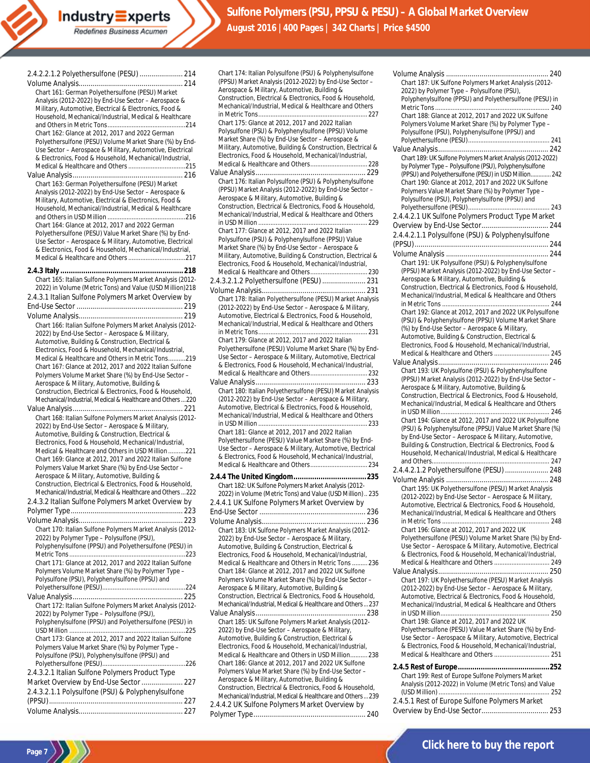2.4.2.2.1.2 Polyethersulfone (PESU) ...................... 214

Volume Analysis..................................................... 214

Chart 161: German Polyethersulfone (PESU) Market Analysis (2012-2022) by End-Use Sector – Aerospace & Military, Automotive, Electrical & Electronics, Food & Household, Mechanical/Industrial, Medical & Healthcare and Others in Metric Tons............................................214

Chart 162: Glance at 2012, 2017 and 2022 German Polyethersulfone (PESU) Volume Market Share (%) by End-Use Sector – Aerospace & Military, Automotive, Electrical & Electronics, Food & Household, Mechanical/Industrial, Medical & Healthcare and Others .................................215

Value Analysis........................................................ 216

Chart 163: German Polyethersulfone (PESU) Market Analysis (2012-2022) by End-Use Sector – Aerospace & Military, Automotive, Electrical & Electronics, Food & Household, Mechanical/Industrial, Medical & Healthcare and Others in USD Million .............................................216

Chart 164: Glance at 2012, 2017 and 2022 German Polyethersulfone (PESU) Value Market Share (%) by End-Use Sector – Aerospace & Military, Automotive, Electrical & Electronics, Food & Household, Mechanical/Industrial, Medical & Healthcare and Others .................................217

**2.4.3 Italy .......................................................... 218**

Chart 165: Italian Sulfone Polymers Market Analysis (2012-2022) in Volume (Metric Tons) and Value (USD Million)218

2.4.3.1 Italian Sulfone Polymers Market Overview by End-Use Sector ..................................................... 219

Volume Analysis..................................................... 219

Chart 166: Italian Sulfone Polymers Market Analysis (2012-2022) by End-Use Sector – Aerospace & Military, Automotive, Building & Construction, Electrical & Electronics, Food & Household, Mechanical/Industrial, Medical & Healthcare and Others in Metric Tons..........219

Chart 167: Glance at 2012, 2017 and 2022 Italian Sulfone Polymers Volume Market Share (%) by End-Use Sector – Aerospace & Military, Automotive, Building & Construction, Electrical & Electronics, Food & Household, Mechanical/Industrial, Medical & Healthcare and Others ...220

Value Analysis........................................................ 221

Chart 168: Italian Sulfone Polymers Market Analysis (2012-2022) by End-Use Sector – Aerospace & Military, Automotive, Building & Construction, Electrical & Electronics, Food & Household, Mechanical/Industrial, Medical & Healthcare and Others in USD Million ..........221

Chart 169: Glance at 2012, 2017 and 2022 Italian Sulfone Polymers Value Market Share (%) by End-Use Sector – Aerospace & Military, Automotive, Building & Construction, Electrical & Electronics, Food & Household, Mechanical/Industrial, Medical & Healthcare and Others ...222

2.4.3.2 Italian Sulfone Polymers Market Overview by Polymer Type......................................................... 223

Volume Analysis..................................................... 223

Chart 170: Italian Sulfone Polymers Market Analysis (2012-2022) by Polymer Type – Polysulfone (PSU), Polyphenylsulfone (PPSU) and Polyethersulfone (PESU) in Metric Tons...................................................................223

Chart 171: Glance at 2012, 2017 and 2022 Italian Sulfone Polymers Volume Market Share (%) by Polymer Type – Polysulfone (PSU), Polyphenylsulfone (PPSU) and Polyethersulfone (PESU)................................................224

Value Analysis........................................................ 225

Chart 172: Italian Sulfone Polymers Market Analysis (2012-2022) by Polymer Type – Polysulfone (PSU), Polyphenylsulfone (PPSU) and Polyethersulfone (PESU) in USD Million ...................................................................225

Chart 173: Glance at 2012, 2017 and 2022 Italian Sulfone Polymers Value Market Share (%) by Polymer Type – Polysulfone (PSU), Polyphenylsulfone (PPSU) and Polyethersulfone (PESU)................................................226

2.4.3.2.1 Italian Sulfone Polymers Product Type Market Overview by End-Use Sector ..................... 227

2.4.3.2.1.1 Polysulfone (PSU) & Polyphenylsulfone (PPSU)................................................................... 227

Volume Analysis..................................................... 227

Chart 174: Italian Polysulfone (PSU) & Polyphenylsulfone (PPSU) Market Analysis (2012-2022) by End-Use Sector – Aerospace & Military, Automotive, Building & Construction, Electrical & Electronics, Food & Household, Mechanical/Industrial, Medical & Healthcare and Others in Metric Tons............................................................... 227

Chart 175: Glance at 2012, 2017 and 2022 Italian Polysulfone (PSU) & Polyphenylsulfone (PPSU) Volume Market Share (%) by End-Use Sector – Aerospace & Military, Automotive, Building & Construction, Electrical & Electronics, Food & Household, Mechanical/Industrial, Medical & Healthcare and Others................................. 228

Value Analysis........................................................ 229

Chart 176: Italian Polysulfone (PSU) & Polyphenylsulfone (PPSU) Market Analysis (2012-2022) by End-Use Sector – Aerospace & Military, Automotive, Building & Construction, Electrical & Electronics, Food & Household, Mechanical/Industrial, Medical & Healthcare and Others in USD Million ............................................................... 229

Chart 177: Glance at 2012, 2017 and 2022 Italian Polysulfone (PSU) & Polyphenylsulfone (PPSU) Value Market Share (%) by End-Use Sector – Aerospace & Military, Automotive, Building & Construction, Electrical & Electronics, Food & Household, Mechanical/Industrial, Medical & Healthcare and Others................................. 230

2.4.3.2.1.2 Polyethersulfone (PESU) ...................... 231

Volume Analysis..................................................... 231

Chart 178: Italian Polyethersulfone (PESU) Market Analysis (2012-2022) by End-Use Sector – Aerospace & Military, Automotive, Electrical & Electronics, Food & Household, Mechanical/Industrial, Medical & Healthcare and Others in Metric Tons............................................................... 231

Chart 179: Glance at 2012, 2017 and 2022 Italian Polyethersulfone (PESU) Volume Market Share (%) by End-Use Sector – Aerospace & Military, Automotive, Electrical & Electronics, Food & Household, Mechanical/Industrial, Medical & Healthcare and Others................................. 232

Value Analysis........................................................ 233

Chart 180: Italian Polyethersulfone (PESU) Market Analysis (2012-2022) by End-Use Sector – Aerospace & Military, Automotive, Electrical & Electronics, Food & Household, Mechanical/Industrial, Medical & Healthcare and Others in USD Million ............................................................... 233

Chart 181: Glance at 2012, 2017 and 2022 Italian Polyethersulfone (PESU) Value Market Share (%) by End-Use Sector – Aerospace & Military, Automotive, Electrical & Electronics, Food & Household, Mechanical/Industrial, Medical & Healthcare and Others................................. 234

**2.4.4 The United Kingdom................................... 235**

Chart 182: UK Sulfone Polymers Market Analysis (2012-2022) in Volume (Metric Tons) and Value (USD Million).. 235

2.4.4.1 UK Sulfone Polymers Market Overview by End-Use Sector ..................................................... 236

Volume Analysis..................................................... 236

Chart 183: UK Sulfone Polymers Market Analysis (2012-2022) by End-Use Sector – Aerospace & Military, Automotive, Building & Construction, Electrical & Electronics, Food & Household, Mechanical/Industrial, Medical & Healthcare and Others in Metric Tons ......... 236

Chart 184: Glance at 2012, 2017 and 2022 UK Sulfone Polymers Volume Market Share (%) by End-Use Sector – Aerospace & Military, Automotive, Building & Construction, Electrical & Electronics, Food & Household, Mechanical/Industrial, Medical & Healthcare and Others ... 237

Value Analysis........................................................ 238

Chart 185: UK Sulfone Polymers Market Analysis (2012-2022) by End-Use Sector – Aerospace & Military, Automotive, Building & Construction, Electrical & Electronics, Food & Household, Mechanical/Industrial, Medical & Healthcare and Others in USD Million.......... 238

Chart 186: Glance at 2012, 2017 and 2022 UK Sulfone Polymers Value Market Share (%) by End-Use Sector – Aerospace & Military, Automotive, Building & Construction, Electrical & Electronics, Food & Household, Mechanical/Industrial, Medical & Healthcare and Others ... 239

2.4.4.2 UK Sulfone Polymers Market Overview by Polymer Type......................................................... 240

Volume Analysis .................................................... 240

Chart 187: UK Sulfone Polymers Market Analysis (2012-2022) by Polymer Type – Polysulfone (PSU), Polyphenylsulfone (PPSU) and Polyethersulfone (PESU) in Metric Tons .................................................................. 240

Chart 188: Glance at 2012, 2017 and 2022 UK Sulfone Polymers Volume Market Share (%) by Polymer Type – Polysulfone (PSU), Polyphenylsulfone (PPSU) and Polyethersulfone (PESU)................................................ 241

Value Analysis........................................................ 242

Chart 189: UK Sulfone Polymers Market Analysis (2012-2022) by Polymer Type – Polysulfone (PSU), Polyphenylsulfone (PPSU) and Polyethersulfone (PESU) in USD Million............ 242

Chart 190: Glance at 2012, 2017 and 2022 UK Sulfone Polymers Value Market Share (%) by Polymer Type – Polysulfone (PSU), Polyphenylsulfone (PPSU) and Polyethersulfone (PESU)................................................ 243

2.4.4.2.1 UK Sulfone Polymers Product Type Market Overview by End-Use Sector.................................. 244

2.4.4.2.1.1 Polysulfone (PSU) & Polyphenylsulfone (PPSU)................................................................... 244

Volume Analysis .................................................... 244

Chart 191: UK Polysulfone (PSU) & Polyphenylsulfone (PPSU) Market Analysis (2012-2022) by End-Use Sector – Aerospace & Military, Automotive, Building & Construction, Electrical & Electronics, Food & Household, Mechanical/Industrial, Medical & Healthcare and Others in Metric Tons ............................................................... 244

Chart 192: Glance at 2012, 2017 and 2022 UK Polysulfone (PSU) & Polyphenylsulfone (PPSU) Volume Market Share (%) by End-Use Sector – Aerospace & Military, Automotive, Building & Construction, Electrical & Electronics, Food & Household, Mechanical/Industrial, Medical & Healthcare and Others ................................ 245

Value Analysis........................................................ 246

Chart 193: UK Polysulfone (PSU) & Polyphenylsulfone (PPSU) Market Analysis (2012-2022) by End-Use Sector – Aerospace & Military, Automotive, Building & Construction, Electrical & Electronics, Food & Household, Mechanical/Industrial, Medical & Healthcare and Others in USD Million............................................................... 246

Chart 194: Glance at 2012, 2017 and 2022 UK Polysulfone (PSU) & Polyphenylsulfone (PPSU) Value Market Share (%) by End-Use Sector – Aerospace & Military, Automotive, Building & Construction, Electrical & Electronics, Food & Household, Mechanical/Industrial, Medical & Healthcare and Others.................................................................... 247

2.4.4.2.1.2 Polyethersulfone (PESU) ...................... 248

Volume Analysis .................................................... 248

Chart 195: UK Polyethersulfone (PESU) Market Analysis (2012-2022) by End-Use Sector – Aerospace & Military, Automotive, Electrical & Electronics, Food & Household, Mechanical/Industrial, Medical & Healthcare and Others in Metric Tons ............................................................... 248

Chart 196: Glance at 2012, 2017 and 2022 UK Polyethersulfone (PESU) Volume Market Share (%) by End-Use Sector – Aerospace & Military, Automotive, Electrical & Electronics, Food & Household, Mechanical/Industrial, Medical & Healthcare and Others ................................ 249

Value Analysis........................................................ 250

Chart 197: UK Polyethersulfone (PESU) Market Analysis (2012-2022) by End-Use Sector – Aerospace & Military, Automotive, Electrical & Electronics, Food & Household, Mechanical/Industrial, Medical & Healthcare and Others in USD Million............................................................... 250

Chart 198: Glance at 2012, 2017 and 2022 UK Polyethersulfone (PESU) Value Market Share (%) by End-Use Sector – Aerospace & Military, Automotive, Electrical & Electronics, Food & Household, Mechanical/Industrial, Medical & Healthcare and Others ................................ 251

**2.4.5 Rest of Europe............................................252**

Chart 199: Rest of Europe Sulfone Polymers Market Analysis (2012-2022) in Volume (Metric Tons) and Value (USD Million) ................................................................ 252

2.4.5.1 Rest of Europe Sulfone Polymers Market Overview by End-Use Sector.................................. 253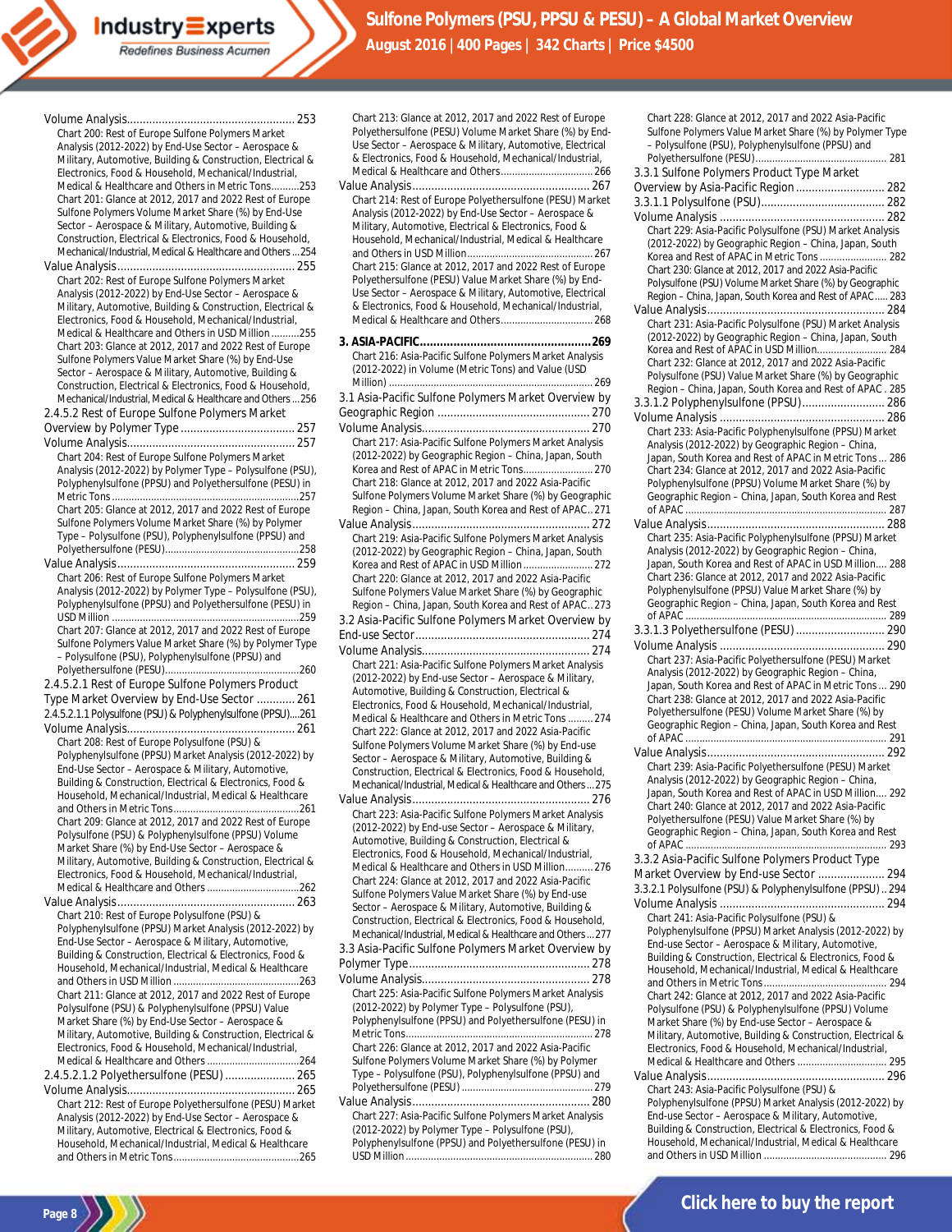Volume Analysis..................................................... 253

Chart 200: Rest of Europe Sulfone Polymers Market Analysis (2012-2022) by End-Use Sector – Aerospace & Military, Automotive, Building & Construction, Electrical & Electronics, Food & Household, Mechanical/Industrial, Medical & Healthcare and Others in Metric Tons..........253

Chart 201: Glance at 2012, 2017 and 2022 Rest of Europe Sulfone Polymers Volume Market Share (%) by End-Use Sector – Aerospace & Military, Automotive, Building & Construction, Electrical & Electronics, Food & Household, Mechanical/Industrial, Medical & Healthcare and Others ...254

Value Analysis........................................................ 255

Chart 202: Rest of Europe Sulfone Polymers Market Analysis (2012-2022) by End-Use Sector – Aerospace & Military, Automotive, Building & Construction, Electrical & Electronics, Food & Household, Mechanical/Industrial, Medical & Healthcare and Others in USD Million ..........255

Chart 203: Glance at 2012, 2017 and 2022 Rest of Europe Sulfone Polymers Value Market Share (%) by End-Use Sector – Aerospace & Military, Automotive, Building & Construction, Electrical & Electronics, Food & Household, Mechanical/Industrial, Medical & Healthcare and Others ...256

2.4.5.2 Rest of Europe Sulfone Polymers Market Overview by Polymer Type .................................... 257

Volume Analysis..................................................... 257

Chart 204: Rest of Europe Sulfone Polymers Market Analysis (2012-2022) by Polymer Type – Polysulfone (PSU), Polyphenylsulfone (PPSU) and Polyethersulfone (PESU) in Metric Tons...................................................................257

Chart 205: Glance at 2012, 2017 and 2022 Rest of Europe Sulfone Polymers Volume Market Share (%) by Polymer Type – Polysulfone (PSU), Polyphenylsulfone (PPSU) and Polyethersulfone (PESU)................................................258

Value Analysis........................................................ 259

Chart 206: Rest of Europe Sulfone Polymers Market Analysis (2012-2022) by Polymer Type – Polysulfone (PSU), Polyphenylsulfone (PPSU) and Polyethersulfone (PESU) in USD Million ...................................................................259

Chart 207: Glance at 2012, 2017 and 2022 Rest of Europe Sulfone Polymers Value Market Share (%) by Polymer Type – Polysulfone (PSU), Polyphenylsulfone (PPSU) and Polyethersulfone (PESU)................................................260

2.4.5.2.1 Rest of Europe Sulfone Polymers Product Type Market Overview by End-Use Sector ............ 261

2.4.5.2.1.1 Polysulfone (PSU) & Polyphenylsulfone (PPSU)....261

Volume Analysis..................................................... 261

Chart 208: Rest of Europe Polysulfone (PSU) & Polyphenylsulfone (PPSU) Market Analysis (2012-2022) by End-Use Sector – Aerospace & Military, Automotive, Building & Construction, Electrical & Electronics, Food & Household, Mechanical/Industrial, Medical & Healthcare and Others in Metric Tons.............................................261

Chart 209: Glance at 2012, 2017 and 2022 Rest of Europe Polysulfone (PSU) & Polyphenylsulfone (PPSU) Volume Market Share (%) by End-Use Sector – Aerospace & Military, Automotive, Building & Construction, Electrical & Electronics, Food & Household, Mechanical/Industrial, Medical & Healthcare and Others .................................262

Value Analysis........................................................ 263

Chart 210: Rest of Europe Polysulfone (PSU) & Polyphenylsulfone (PPSU) Market Analysis (2012-2022) by End-Use Sector – Aerospace & Military, Automotive, Building & Construction, Electrical & Electronics, Food & Household, Mechanical/Industrial, Medical & Healthcare and Others in USD Million .............................................263

Chart 211: Glance at 2012, 2017 and 2022 Rest of Europe Polysulfone (PSU) & Polyphenylsulfone (PPSU) Value Market Share (%) by End-Use Sector – Aerospace & Military, Automotive, Building & Construction, Electrical & Electronics, Food & Household, Mechanical/Industrial, Medical & Healthcare and Others .................................264

2.4.5.2.1.2 Polyethersulfone (PESU) ...................... 265

Volume Analysis..................................................... 265

Chart 212: Rest of Europe Polyethersulfone (PESU) Market Analysis (2012-2022) by End-Use Sector – Aerospace & Military, Automotive, Electrical & Electronics, Food & Household, Mechanical/Industrial, Medical & Healthcare and Others in Metric Tons.............................................265

Chart 213: Glance at 2012, 2017 and 2022 Rest of Europe Polyethersulfone (PESU) Volume Market Share (%) by End-Use Sector – Aerospace & Military, Automotive, Electrical & Electronics, Food & Household, Mechanical/Industrial, Medical & Healthcare and Others.................................266

Value Analysis........................................................ 267

Chart 214: Rest of Europe Polyethersulfone (PESU) Market Analysis (2012-2022) by End-Use Sector – Aerospace & Military, Automotive, Electrical & Electronics, Food & Household, Mechanical/Industrial, Medical & Healthcare and Others in USD Million .............................................267

Chart 215: Glance at 2012, 2017 and 2022 Rest of Europe Polyethersulfone (PESU) Value Market Share (%) by End-Use Sector – Aerospace & Military, Automotive, Electrical & Electronics, Food & Household, Mechanical/Industrial, Medical & Healthcare and Others.................................268

**3. ASIA-PACIFIC...................................................269**

Chart 216: Asia-Pacific Sulfone Polymers Market Analysis (2012-2022) in Volume (Metric Tons) and Value (USD Million) .........................................................................269

3.1 Asia-Pacific Sulfone Polymers Market Overview by Geographic Region ................................................ 270

Volume Analysis..................................................... 270

Chart 217: Asia-Pacific Sulfone Polymers Market Analysis (2012-2022) by Geographic Region – China, Japan, South Korea and Rest of APAC in Metric Tons.........................270

Chart 218: Glance at 2012, 2017 and 2022 Asia-Pacific Sulfone Polymers Volume Market Share (%) by Geographic Region – China, Japan, South Korea and Rest of APAC.. 271

Value Analysis........................................................ 272

Chart 219: Asia-Pacific Sulfone Polymers Market Analysis (2012-2022) by Geographic Region – China, Japan, South Korea and Rest of APAC in USD Million .........................272

Chart 220: Glance at 2012, 2017 and 2022 Asia-Pacific Sulfone Polymers Value Market Share (%) by Geographic Region – China, Japan, South Korea and Rest of APAC.. 273

3.2 Asia-Pacific Sulfone Polymers Market Overview by End-use Sector....................................................... 274

Volume Analysis..................................................... 274

Chart 221: Asia-Pacific Sulfone Polymers Market Analysis (2012-2022) by End-use Sector – Aerospace & Military, Automotive, Building & Construction, Electrical & Electronics, Food & Household, Mechanical/Industrial, Medical & Healthcare and Others in Metric Tons ......... 274

Chart 222: Glance at 2012, 2017 and 2022 Asia-Pacific Sulfone Polymers Volume Market Share (%) by End-use Sector – Aerospace & Military, Automotive, Building & Construction, Electrical & Electronics, Food & Household, Mechanical/Industrial, Medical & Healthcare and Others ...275

Value Analysis........................................................ 276

Chart 223: Asia-Pacific Sulfone Polymers Market Analysis (2012-2022) by End-use Sector – Aerospace & Military, Automotive, Building & Construction, Electrical & Electronics, Food & Household, Mechanical/Industrial, Medical & Healthcare and Others in USD Million.......... 276

Chart 224: Glance at 2012, 2017 and 2022 Asia-Pacific Sulfone Polymers Value Market Share (%) by End-use Sector – Aerospace & Military, Automotive, Building & Construction, Electrical & Electronics, Food & Household, Mechanical/Industrial, Medical & Healthcare and Others ...277

3.3 Asia-Pacific Sulfone Polymers Market Overview by Polymer Type......................................................... 278

Volume Analysis..................................................... 278

Chart 225: Asia-Pacific Sulfone Polymers Market Analysis (2012-2022) by Polymer Type – Polysulfone (PSU), Polyphenylsulfone (PPSU) and Polyethersulfone (PESU) in Metric Tons.................................................................. 278

Chart 226: Glance at 2012, 2017 and 2022 Asia-Pacific Sulfone Polymers Volume Market Share (%) by Polymer Type – Polysulfone (PSU), Polyphenylsulfone (PPSU) and Polyethersulfone (PESU) ............................................... 279

Value Analysis........................................................ 280

Chart 227: Asia-Pacific Sulfone Polymers Market Analysis (2012-2022) by Polymer Type – Polysulfone (PSU), Polyphenylsulfone (PPSU) and Polyethersulfone (PESU) in USD Million ................................................................... 280

Chart 228: Glance at 2012, 2017 and 2022 Asia-Pacific Sulfone Polymers Value Market Share (%) by Polymer Type – Polysulfone (PSU), Polyphenylsulfone (PPSU) and Polyethersulfone (PESU)................................................ 281

3.3.1 Sulfone Polymers Product Type Market Overview by Asia-Pacific Region ............................ 282

3.3.1.1 Polysulfone (PSU)....................................... 282

Volume Analysis .................................................... 282

Chart 229: Asia-Pacific Polysulfone (PSU) Market Analysis (2012-2022) by Geographic Region – China, Japan, South Korea and Rest of APAC in Metric Tons ........................ 282

Chart 230: Glance at 2012, 2017 and 2022 Asia-Pacific Polysulfone (PSU) Volume Market Share (%) by Geographic Region – China, Japan, South Korea and Rest of APAC..... 283

Value Analysis........................................................ 284

Chart 231: Asia-Pacific Polysulfone (PSU) Market Analysis (2012-2022) by Geographic Region – China, Japan, South Korea and Rest of APAC in USD Million......................... 284

Chart 232: Glance at 2012, 2017 and 2022 Asia-Pacific Polysulfone (PSU) Value Market Share (%) by Geographic Region – China, Japan, South Korea and Rest of APAC . 285

3.3.1.2 Polyphenylsulfone (PPSU).......................... 286

Volume Analysis .................................................... 286

Chart 233: Asia-Pacific Polyphenylsulfone (PPSU) Market Analysis (2012-2022) by Geographic Region – China, Japan, South Korea and Rest of APAC in Metric Tons ... 286

Chart 234: Glance at 2012, 2017 and 2022 Asia-Pacific Polyphenylsulfone (PPSU) Volume Market Share (%) by Geographic Region – China, Japan, South Korea and Rest of APAC ........................................................................ 287

Value Analysis........................................................ 288

Chart 235: Asia-Pacific Polyphenylsulfone (PPSU) Market Analysis (2012-2022) by Geographic Region – China, Japan, South Korea and Rest of APAC in USD Million.... 288

Chart 236: Glance at 2012, 2017 and 2022 Asia-Pacific Polyphenylsulfone (PPSU) Value Market Share (%) by Geographic Region – China, Japan, South Korea and Rest of APAC ........................................................................ 289

3.3.1.3 Polyethersulfone (PESU) ............................ 290

Volume Analysis .................................................... 290

Chart 237: Asia-Pacific Polyethersulfone (PESU) Market Analysis (2012-2022) by Geographic Region – China, Japan, South Korea and Rest of APAC in Metric Tons ... 290

Chart 238: Glance at 2012, 2017 and 2022 Asia-Pacific Polyethersulfone (PESU) Volume Market Share (%) by Geographic Region – China, Japan, South Korea and Rest of APAC ........................................................................ 291

Value Analysis........................................................ 292

Chart 239: Asia-Pacific Polyethersulfone (PESU) Market Analysis (2012-2022) by Geographic Region – China, Japan, South Korea and Rest of APAC in USD Million.... 292

Chart 240: Glance at 2012, 2017 and 2022 Asia-Pacific Polyethersulfone (PESU) Value Market Share (%) by Geographic Region – China, Japan, South Korea and Rest of APAC ........................................................................ 293

3.3.2 Asia-Pacific Sulfone Polymers Product Type Market Overview by End-use Sector ..................... 294

3.3.2.1 Polysulfone (PSU) & Polyphenylsulfone (PPSU) .. 294

Volume Analysis .................................................... 294

Chart 241: Asia-Pacific Polysulfone (PSU) & Polyphenylsulfone (PPSU) Market Analysis (2012-2022) by End-use Sector – Aerospace & Military, Automotive, Building & Construction, Electrical & Electronics, Food & Household, Mechanical/Industrial, Medical & Healthcare and Others in Metric Tons............................................ 294

Chart 242: Glance at 2012, 2017 and 2022 Asia-Pacific Polysulfone (PSU) & Polyphenylsulfone (PPSU) Volume Market Share (%) by End-use Sector – Aerospace & Military, Automotive, Building & Construction, Electrical & Electronics, Food & Household, Mechanical/Industrial, Medical & Healthcare and Others ................................ 295

Value Analysis........................................................ 296

Chart 243: Asia-Pacific Polysulfone (PSU) & Polyphenylsulfone (PPSU) Market Analysis (2012-2022) by End-use Sector – Aerospace & Military, Automotive, Building & Construction, Electrical & Electronics, Food & Household, Mechanical/Industrial, Medical & Healthcare and Others in USD Million ............................................ 296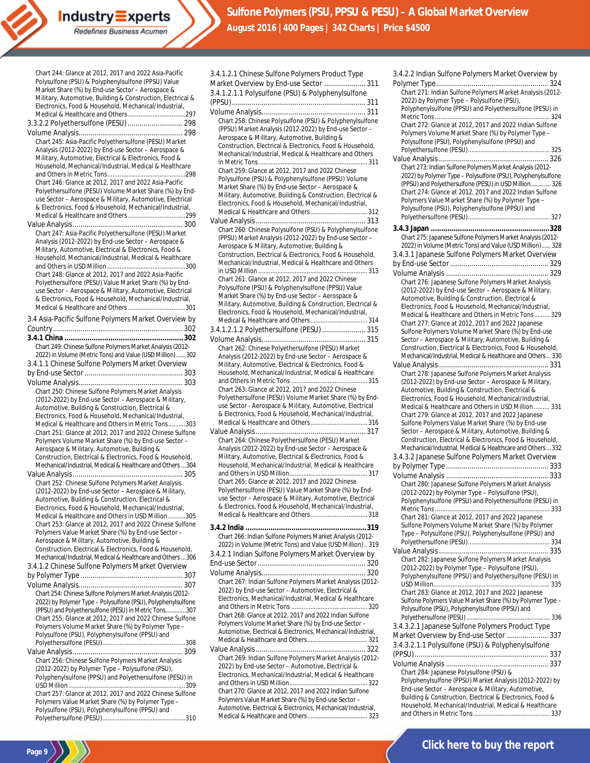Chart 244: Glance at 2012, 2017 and 2022 Asia-Pacific Polysulfone (PSU) & Polyphenylsulfone (PPSU) Value Market Share (%) by End-use Sector – Aerospace & Military, Automotive, Building & Construction, Electrical & Electronics, Food & Household, Mechanical/Industrial, Medical & Healthcare and Others ................................297

3.3.2.2 Polyethersulfone (PESU) ............................ 298

Volume Analysis.................................................... 298

Chart 245: Asia-Pacific Polyethersulfone (PESU) Market Analysis (2012-2022) by End-use Sector – Aerospace & Military, Automotive, Electrical & Electronics, Food & Household, Mechanical/Industrial, Medical & Healthcare and Others in Metric Tons............................................298

Chart 246: Glance at 2012, 2017 and 2022 Asia-Pacific Polyethersulfone (PESU) Volume Market Share (%) by End-use Sector – Aerospace & Military, Automotive, Electrical & Electronics, Food & Household, Mechanical/Industrial, Medical & Healthcare and Others ................................299

Value Analysis....................................................... 300

Chart 247: Asia-Pacific Polyethersulfone (PESU) Market Analysis (2012-2022) by End-use Sector – Aerospace & Military, Automotive, Electrical & Electronics, Food & Household, Mechanical/Industrial, Medical & Healthcare and Others in USD Million .............................................300

Chart 248: Glance at 2012, 2017 and 2022 Asia-Pacific Polyethersulfone (PESU) Value Market Share (%) by End-use Sector – Aerospace & Military, Automotive, Electrical & Electronics, Food & Household, Mechanical/Industrial, Medical & Healthcare and Others ................................301

3.4 Asia-Pacific Sulfone Polymers Market Overview by Country................................................................ 302

**3.4.1 China ........................................................302**

Chart 249: Chinese Sulfone Polymers Market Analysis (2012-2022) in Volume (Metric Tons) and Value (USD Million) ......302

3.4.1.1 Chinese Sulfone Polymers Market Overview by End-use Sector................................................ 303

Volume Analysis.................................................... 303

Chart 250: Chinese Sulfone Polymers Market Analysis (2012-2022) by End-use Sector – Aerospace & Military, Automotive, Building & Construction, Electrical & Electronics, Food & Household, Mechanical/Industrial, Medical & Healthcare and Others in Metric Tons..........303

Chart 251: Glance at 2012, 2017 and 2022 Chinese Sulfone Polymers Volume Market Share (%) by End-use Sector – Aerospace & Military, Automotive, Building & Construction, Electrical & Electronics, Food & Household, Mechanical/Industrial, Medical & Healthcare and Others ...304

Value Analysis....................................................... 305

Chart 252: Chinese Sulfone Polymers Market Analysis (2012-2022) by End-use Sector – Aerospace & Military, Automotive, Building & Construction, Electrical & Electronics, Food & Household, Mechanical/Industrial, Medical & Healthcare and Others in USD Million ..........305

Chart 253: Glance at 2012, 2017 and 2022 Chinese Sulfone Polymers Value Market Share (%) by End-use Sector – Aerospace & Military, Automotive, Building & Construction, Electrical & Electronics, Food & Household, Mechanical/Industrial, Medical & Healthcare and Others ...306

3.4.1.2 Chinese Sulfone Polymers Market Overview by Polymer Type................................................... 307

Volume Analysis.................................................... 307

Chart 254: Chinese Sulfone Polymers Market Analysis (2012-2022) by Polymer Type – Polysulfone (PSU), Polyphenylsulfone (PPSU) and Polyethersulfone (PESU) in Metric Tons............307

Chart 255: Glance at 2012, 2017 and 2022 Chinese Sulfone Polymers Volume Market Share (%) by Polymer Type – Polysulfone (PSU), Polyphenylsulfone (PPSU) and Polyethersulfone (PESU)................................................308

Value Analysis....................................................... 309

Chart 256: Chinese Sulfone Polymers Market Analysis (2012-2022) by Polymer Type – Polysulfone (PSU), Polyphenylsulfone (PPSU) and Polyethersulfone (PESU) in USD Million ...................................................................309

Chart 257: Glance at 2012, 2017 and 2022 Chinese Sulfone Polymers Value Market Share (%) by Polymer Type – Polysulfone (PSU), Polyphenylsulfone (PPSU) and Polyethersulfone (PESU)................................................310

3.4.1.2.1 Chinese Sulfone Polymers Product Type Market Overview by End-use Sector .................... 311

3.4.1.2.1.1 Polysulfone (PSU) & Polyphenylsulfone (PPSU)................................................................... 311

Volume Analysis.................................................... 311

Chart 258: Chinese Polysulfone (PSU) & Polyphenylsulfone (PPSU) Market Analysis (2012-2022) by End-use Sector – Aerospace & Military, Automotive, Building & Construction, Electrical & Electronics, Food & Household, Mechanical/Industrial, Medical & Healthcare and Others in Metric Tons............................................................... 311

Chart 259: Glance at 2012, 2017 and 2022 Chinese Polysulfone (PSU) & Polyphenylsulfone (PPSU) Volume Market Share (%) by End-use Sector – Aerospace & Military, Automotive, Building & Construction, Electrical & Electronics, Food & Household, Mechanical/Industrial, Medical & Healthcare and Others................................ 312

Value Analysis....................................................... 313

Chart 260: Chinese Polysulfone (PSU) & Polyphenylsulfone (PPSU) Market Analysis (2012-2022) by End-use Sector – Aerospace & Military, Automotive, Building & Construction, Electrical & Electronics, Food & Household, Mechanical/Industrial, Medical & Healthcare and Others in USD Million .............................................................. 313

Chart 261: Glance at 2012, 2017 and 2022 Chinese Polysulfone (PSU) & Polyphenylsulfone (PPSU) Value Market Share (%) by End-use Sector – Aerospace & Military, Automotive, Building & Construction, Electrical & Electronics, Food & Household, Mechanical/Industrial, Medical & Healthcare and Others................................ 314

3.4.1.2.1.2 Polyethersulfone (PESU) ..................... 315

Volume Analysis.................................................... 315

Chart 262: Chinese Polyethersulfone (PESU) Market Analysis (2012-2022) by End-use Sector – Aerospace & Military, Automotive, Electrical & Electronics, Food & Household, Mechanical/Industrial, Medical & Healthcare and Others in Metric Tons ........................................... 315

Chart 263: Glance at 2012, 2017 and 2022 Chinese Polyethersulfone (PESU) Volume Market Share (%) by End-use Sector - Aerospace & Military, Automotive, Electrical & Electronics, Food & Household, Mechanical/Industrial, Medical & Healthcare and Others................................ 316

Value Analysis....................................................... 317

Chart 264: Chinese Polyethersulfone (PESU) Market Analysis (2012-2022) by End-use Sector – Aerospace & Military, Automotive, Electrical & Electronics, Food & Household, Mechanical/Industrial, Medical & Healthcare and Others in USD Million............................................ 317

Chart 265: Glance at 2012, 2017 and 2022 Chinese Polyethersulfone (PESU) Value Market Share (%) by End-use Sector – Aerospace & Military, Automotive, Electrical & Electronics, Food & Household, Mechanical/Industrial, Medical & Healthcare and Others................................ 318

**3.4.2 India .........................................................319**

Chart 266: Indian Sulfone Polymers Market Analysis (2012-2022) in Volume (Metric Tons) and Value (USD Million).. 319

3.4.2.1 Indian Sulfone Polymers Market Overview by End-use Sector...................................................... 320

Volume Analysis.................................................... 320

Chart 267: Indian Sulfone Polymers Market Analysis (2012-2022) by End-use Sector – Automotive, Electrical & Electronics, Mechanical/Industrial, Medical & Healthcare and Others in Metric Tons ........................................... 320

Chart 268: Glance at 2012, 2017 and 2022 Indian Sulfone Polymers Volume Market Share (%) by End-use Sector – Automotive, Electrical & Electronics, Mechanical/Industrial, Medical & Healthcare and Others................................... 321

Value Analysis....................................................... 322

Chart 269: Indian Sulfone Polymers Market Analysis (2012-2022) by End-use Sector – Automotive, Electrical & Electronics, Mechanical/Industrial, Medical & Healthcare and Others in USD Million............................................ 322

Chart 270: Glance at 2012, 2017 and 2022 Indian Sulfone Polymers Value Market Share (%) by End-use Sector – Automotive, Electrical & Electronics, Mechanical/Industrial, Medical & Healthcare and Others................................... 323

3.4.2.2 Indian Sulfone Polymers Market Overview by Polymer Type........................................................ 324

Chart 271: Indian Sulfone Polymers Market Analysis (2012-2022) by Polymer Type – Polysulfone (PSU), Polyphenylsulfone (PPSU) and Polyethersulfone (PESU) in Metric Tons ................................................................. 324

Chart 272: Glance at 2012, 2017 and 2022 Indian Sulfone Polymers Volume Market Share (%) by Polymer Type – Polysulfone (PSU), Polyphenylsulfone (PPSU) and Polyethersulfone (PESU)............................................... 325

Value Analysis....................................................... 326

Chart 273: Indian Sulfone Polymers Market Analysis (2012-2022) by Polymer Type – Polysulfone (PSU), Polyphenylsulfone (PPSU) and Polyethersulfone (PESU) in USD Million............ 326

Chart 274: Glance at 2012, 2017 and 2022 Indian Sulfone Polymers Value Market Share (%) by Polymer Type – Polysulfone (PSU), Polyphenylsulfone (PPSU) and Polyethersulfone (PESU)............................................... 327

**3.4.3 Japan ........................................................328**

Chart 275: Japanese Sulfone Polymers Market Analysis (2012-2022) in Volume (Metric Tons) and Value (USD Million)...... 328

3.4.3.1 Japanese Sulfone Polymers Market Overview by End-use Sector................................................ 329

Volume Analysis.................................................... 329

Chart 276: Japanese Sulfone Polymers Market Analysis (2012-2022) by End-use Sector – Aerospace & Military, Automotive, Building & Construction, Electrical & Electronics, Food & Household, Mechanical/Industrial, Medical & Healthcare and Others in Metric Tons......... 329

Chart 277: Glance at 2012, 2017 and 2022 Japanese Sulfone Polymers Volume Market Share (%) by End-use Sector – Aerospace & Military, Automotive, Building & Construction, Electrical & Electronics, Food & Household, Mechanical/Industrial, Medical & Healthcare and Others... 330

Value Analysis....................................................... 331

Chart 278: Japanese Sulfone Polymers Market Analysis (2012-2022) by End-use Sector – Aerospace & Military, Automotive, Building & Construction, Electrical & Electronics, Food & Household, Mechanical/Industrial, Medical & Healthcare and Others in USD Million ......... 331

Chart 279: Glance at 2012, 2017 and 2022 Japanese Sulfone Polymers Value Market Share (%) by End-use Sector – Aerospace & Military, Automotive, Building & Construction, Electrical & Electronics, Food & Household, Mechanical/Industrial, Medical & Healthcare and Others... 332

3.4.3.2 Japanese Sulfone Polymers Market Overview by Polymer Type................................................... 333

Volume Analysis.................................................... 333

Chart 280: Japanese Sulfone Polymers Market Analysis (2012-2022) by Polymer Type – Polysulfone (PSU), Polyphenylsulfone (PPSU) and Polyethersulfone (PESU) in Metric Tons ................................................................. 333

Chart 281: Glance at 2012, 2017 and 2022 Japanese Sulfone Polymers Volume Market Share (%) by Polymer Type – Polysulfone (PSU), Polyphenylsulfone (PPSU) and Polyethersulfone (PESU)............................................... 334

Value Analysis....................................................... 335

Chart 282: Japanese Sulfone Polymers Market Analysis (2012-2022) by Polymer Type – Polysulfone (PSU), Polyphenylsulfone (PPSU) and Polyethersulfone (PESU) in USD Million.................................................................. 335

Chart 283: Glance at 2012, 2017 and 2022 Japanese Sulfone Polymers Value Market Share (%) by Polymer Type – Polysulfone (PSU), Polyphenylsulfone (PPSU) and Polyethersulfone (PESU)................................................ 336

3.4.3.2.1 Japanese Sulfone Polymers Product Type Market Overview by End-use Sector .................... 337

3.4.3.2.1.1 Polysulfone (PSU) & Polyphenylsulfone (PPSU)................................................................... 337

Volume Analysis.................................................... 337

Chart 284: Japanese Polysulfone (PSU) & Polyphenylsulfone (PPSU) Market Analysis (2012-2022) by End-use Sector – Aerospace & Military, Automotive, Building & Construction, Electrical & Electronics, Food & Household, Mechanical/Industrial, Medical & Healthcare and Others in Metric Tons............................................ 337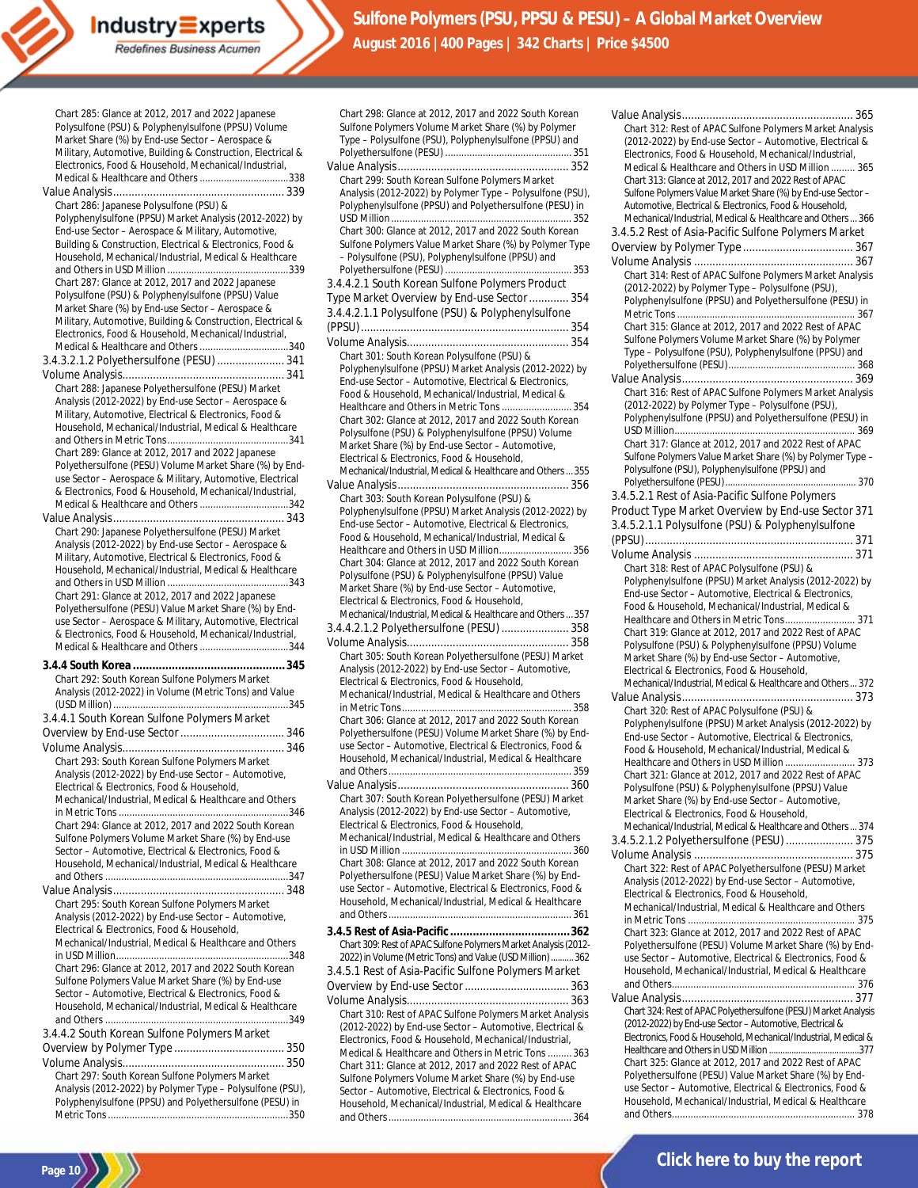Chart 285: Glance at 2012, 2017 and 2022 Japanese Polysulfone (PSU) & Polyphenylsulfone (PPSU) Volume Market Share (%) by End-use Sector – Aerospace & Military, Automotive, Building & Construction, Electrical & Electronics, Food & Household, Mechanical/Industrial, Medical & Healthcare and Others ..... 338

Value Analysis ..... 339

Chart 286: Japanese Polysulfone (PSU) & Polyphenylsulfone (PPSU) Market Analysis (2012-2022) by End-use Sector – Aerospace & Military, Automotive, Building & Construction, Electrical & Electronics, Food & Household, Mechanical/Industrial, Medical & Healthcare and Others in USD Million ..... 339

Chart 287: Glance at 2012, 2017 and 2022 Japanese Polysulfone (PSU) & Polyphenylsulfone (PPSU) Value Market Share (%) by End-use Sector – Aerospace & Military, Automotive, Building & Construction, Electrical & Electronics, Food & Household, Mechanical/Industrial, Medical & Healthcare and Others ..... 340

3.4.3.2.1.2 Polyethersulfone (PESU) ..... 341

Volume Analysis ..... 341

Chart 288: Japanese Polyethersulfone (PESU) Market Analysis (2012-2022) by End-use Sector – Aerospace & Military, Automotive, Electrical & Electronics, Food & Household, Mechanical/Industrial, Medical & Healthcare and Others in Metric Tons ..... 341

Chart 289: Glance at 2012, 2017 and 2022 Japanese Polyethersulfone (PESU) Volume Market Share (%) by End-use Sector – Aerospace & Military, Automotive, Electrical & Electronics, Food & Household, Mechanical/Industrial, Medical & Healthcare and Others ..... 342

Value Analysis ..... 343

Chart 290: Japanese Polyethersulfone (PESU) Market Analysis (2012-2022) by End-use Sector – Aerospace & Military, Automotive, Electrical & Electronics, Food & Household, Mechanical/Industrial, Medical & Healthcare and Others in USD Million ..... 343

Chart 291: Glance at 2012, 2017 and 2022 Japanese Polyethersulfone (PESU) Value Market Share (%) by End-use Sector – Aerospace & Military, Automotive, Electrical & Electronics, Food & Household, Mechanical/Industrial, Medical & Healthcare and Others ..... 344

**3.4.4 South Korea ..... 345**

Chart 292: South Korean Sulfone Polymers Market Analysis (2012-2022) in Volume (Metric Tons) and Value (USD Million) ..... 345

3.4.4.1 South Korean Sulfone Polymers Market Overview by End-use Sector ..... 346

Volume Analysis ..... 346

Chart 293: South Korean Sulfone Polymers Market Analysis (2012-2022) by End-use Sector – Automotive, Electrical & Electronics, Food & Household, Mechanical/Industrial, Medical & Healthcare and Others in Metric Tons ..... 346

Chart 294: Glance at 2012, 2017 and 2022 South Korean Sulfone Polymers Volume Market Share (%) by End-use Sector – Automotive, Electrical & Electronics, Food & Household, Mechanical/Industrial, Medical & Healthcare and Others ..... 347

Value Analysis ..... 348

Chart 295: South Korean Sulfone Polymers Market Analysis (2012-2022) by End-use Sector – Automotive, Electrical & Electronics, Food & Household, Mechanical/Industrial, Medical & Healthcare and Others in USD Million ..... 348

Chart 296: Glance at 2012, 2017 and 2022 South Korean Sulfone Polymers Value Market Share (%) by End-use Sector – Automotive, Electrical & Electronics, Food & Household, Mechanical/Industrial, Medical & Healthcare and Others ..... 349

3.4.4.2 South Korean Sulfone Polymers Market Overview by Polymer Type ..... 350

Volume Analysis ..... 350

Chart 297: South Korean Sulfone Polymers Market Analysis (2012-2022) by Polymer Type – Polysulfone (PSU), Polyphenylsulfone (PPSU) and Polyethersulfone (PESU) in Metric Tons ..... 350

Chart 298: Glance at 2012, 2017 and 2022 South Korean Sulfone Polymers Volume Market Share (%) by Polymer Type – Polysulfone (PSU), Polyphenylsulfone (PPSU) and Polyethersulfone (PESU) ..... 351

Value Analysis ..... 352

Chart 299: South Korean Sulfone Polymers Market Analysis (2012-2022) by Polymer Type – Polysulfone (PSU), Polyphenylsulfone (PPSU) and Polyethersulfone (PESU) in USD Million ..... 352

Chart 300: Glance at 2012, 2017 and 2022 South Korean Sulfone Polymers Value Market Share (%) by Polymer Type – Polysulfone (PSU), Polyphenylsulfone (PPSU) and Polyethersulfone (PESU) ..... 353

3.4.4.2.1 South Korean Sulfone Polymers Product Type Market Overview by End-use Sector ..... 354

3.4.4.2.1.1 Polysulfone (PSU) & Polyphenylsulfone (PPSU) ..... 354

Volume Analysis ..... 354

Chart 301: South Korean Polysulfone (PSU) & Polyphenylsulfone (PPSU) Market Analysis (2012-2022) by End-use Sector – Automotive, Electrical & Electronics, Food & Household, Mechanical/Industrial, Medical & Healthcare and Others in Metric Tons ..... 354

Chart 302: Glance at 2012, 2017 and 2022 South Korean Polysulfone (PSU) & Polyphenylsulfone (PPSU) Volume Market Share (%) by End-use Sector – Automotive, Electrical & Electronics, Food & Household, Mechanical/Industrial, Medical & Healthcare and Others ..... 355

Value Analysis ..... 356

Chart 303: South Korean Polysulfone (PSU) & Polyphenylsulfone (PPSU) Market Analysis (2012-2022) by End-use Sector – Automotive, Electrical & Electronics, Food & Household, Mechanical/Industrial, Medical & Healthcare and Others in USD Million ..... 356

Chart 304: Glance at 2012, 2017 and 2022 South Korean Polysulfone (PSU) & Polyphenylsulfone (PPSU) Value Market Share (%) by End-use Sector – Automotive, Electrical & Electronics, Food & Household, Mechanical/Industrial, Medical & Healthcare and Others ..... 357

3.4.4.2.1.2 Polyethersulfone (PESU) ..... 358

Volume Analysis ..... 358

Chart 305: South Korean Polyethersulfone (PESU) Market Analysis (2012-2022) by End-use Sector – Automotive, Electrical & Electronics, Food & Household, Mechanical/Industrial, Medical & Healthcare and Others in Metric Tons ..... 358

Chart 306: Glance at 2012, 2017 and 2022 South Korean Polyethersulfone (PESU) Volume Market Share (%) by End-use Sector – Automotive, Electrical & Electronics, Food & Household, Mechanical/Industrial, Medical & Healthcare and Others ..... 359

Value Analysis ..... 360

Chart 307: South Korean Polyethersulfone (PESU) Market Analysis (2012-2022) by End-use Sector – Automotive, Electrical & Electronics, Food & Household, Mechanical/Industrial, Medical & Healthcare and Others in USD Million ..... 360

Chart 308: Glance at 2012, 2017 and 2022 South Korean Polyethersulfone (PESU) Value Market Share (%) by End-use Sector – Automotive, Electrical & Electronics, Food & Household, Mechanical/Industrial, Medical & Healthcare and Others ..... 361

**3.4.5 Rest of Asia-Pacific ..... 362**

Chart 309: Rest of APAC Sulfone Polymers Market Analysis (2012-2022) in Volume (Metric Tons) and Value (USD Million) ..... 362

3.4.5.1 Rest of Asia-Pacific Sulfone Polymers Market Overview by End-use Sector ..... 363

Volume Analysis ..... 363

Chart 310: Rest of APAC Sulfone Polymers Market Analysis (2012-2022) by End-use Sector – Automotive, Electrical & Electronics, Food & Household, Mechanical/Industrial, Medical & Healthcare and Others in Metric Tons ..... 363

Chart 311: Glance at 2012, 2017 and 2022 Rest of APAC Sulfone Polymers Volume Market Share (%) by End-use Sector – Automotive, Electrical & Electronics, Food & Household, Mechanical/Industrial, Medical & Healthcare and Others ..... 364

Value Analysis ..... 365

Chart 312: Rest of APAC Sulfone Polymers Market Analysis (2012-2022) by End-use Sector – Automotive, Electrical & Electronics, Food & Household, Mechanical/Industrial, Medical & Healthcare and Others in USD Million ..... 365

Chart 313: Glance at 2012, 2017 and 2022 Rest of APAC Sulfone Polymers Value Market Share (%) by End-use Sector – Automotive, Electrical & Electronics, Food & Household, Mechanical/Industrial, Medical & Healthcare and Others ..... 366

3.4.5.2 Rest of Asia-Pacific Sulfone Polymers Market Overview by Polymer Type ..... 367

Volume Analysis ..... 367

Chart 314: Rest of APAC Sulfone Polymers Market Analysis (2012-2022) by Polymer Type – Polysulfone (PSU), Polyphenylsulfone (PPSU) and Polyethersulfone (PESU) in Metric Tons ..... 367

Chart 315: Glance at 2012, 2017 and 2022 Rest of APAC Sulfone Polymers Volume Market Share (%) by Polymer Type – Polysulfone (PSU), Polyphenylsulfone (PPSU) and Polyethersulfone (PESU) ..... 368

Value Analysis ..... 369

Chart 316: Rest of APAC Sulfone Polymers Market Analysis (2012-2022) by Polymer Type – Polysulfone (PSU), Polyphenylsulfone (PPSU) and Polyethersulfone (PESU) in USD Million ..... 369

Chart 317: Glance at 2012, 2017 and 2022 Rest of APAC Sulfone Polymers Value Market Share (%) by Polymer Type – Polysulfone (PSU), Polyphenylsulfone (PPSU) and Polyethersulfone (PESU) ..... 370

3.4.5.2.1 Rest of Asia-Pacific Sulfone Polymers Product Type Market Overview by End-use Sector ..... 371

3.4.5.2.1.1 Polysulfone (PSU) & Polyphenylsulfone (PPSU) ..... 371

Volume Analysis ..... 371

Chart 318: Rest of APAC Polysulfone (PSU) & Polyphenylsulfone (PPSU) Market Analysis (2012-2022) by End-use Sector – Automotive, Electrical & Electronics, Food & Household, Mechanical/Industrial, Medical & Healthcare and Others in Metric Tons ..... 371

Chart 319: Glance at 2012, 2017 and 2022 Rest of APAC Polysulfone (PSU) & Polyphenylsulfone (PPSU) Volume Market Share (%) by End-use Sector – Automotive, Electrical & Electronics, Food & Household, Mechanical/Industrial, Medical & Healthcare and Others ..... 372

Value Analysis ..... 373

Chart 320: Rest of APAC Polysulfone (PSU) & Polyphenylsulfone (PPSU) Market Analysis (2012-2022) by End-use Sector – Automotive, Electrical & Electronics, Food & Household, Mechanical/Industrial, Medical & Healthcare and Others in USD Million ..... 373

Chart 321: Glance at 2012, 2017 and 2022 Rest of APAC Polysulfone (PSU) & Polyphenylsulfone (PPSU) Value Market Share (%) by End-use Sector – Automotive, Electrical & Electronics, Food & Household, Mechanical/Industrial, Medical & Healthcare and Others ..... 374

3.4.5.2.1.2 Polyethersulfone (PESU) ..... 375

Volume Analysis ..... 375

Chart 322: Rest of APAC Polyethersulfone (PESU) Market Analysis (2012-2022) by End-use Sector – Automotive, Electrical & Electronics, Food & Household, Mechanical/Industrial, Medical & Healthcare and Others in Metric Tons ..... 375

Chart 323: Glance at 2012, 2017 and 2022 Rest of APAC Polyethersulfone (PESU) Volume Market Share (%) by End-use Sector – Automotive, Electrical & Electronics, Food & Household, Mechanical/Industrial, Medical & Healthcare and Others ..... 376

Value Analysis ..... 377

Chart 324: Rest of APAC Polyethersulfone (PESU) Market Analysis (2012-2022) by End-use Sector – Automotive, Electrical & Electronics, Food & Household, Mechanical/Industrial, Medical & Healthcare and Others in USD Million ..... 377

Chart 325: Glance at 2012, 2017 and 2022 Rest of APAC Polyethersulfone (PESU) Value Market Share (%) by End-use Sector – Automotive, Electrical & Electronics, Food & Household, Mechanical/Industrial, Medical & Healthcare and Others ..... 378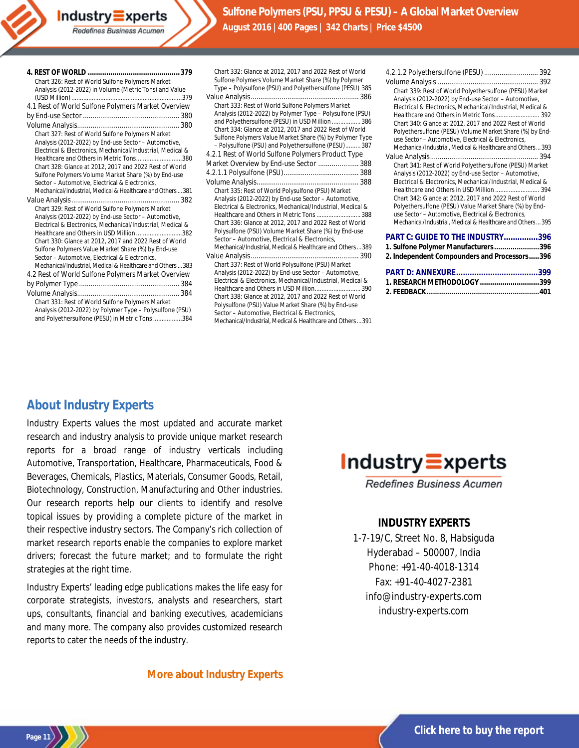**4. REST OF WORLD ............................................. 379**

Chart 326: Rest of World Sulfone Polymers Market Analysis (2012-2022) in Volume (Metric Tons) and Value (USD Million) ............................................................. 379

4.1 Rest of World Sulfone Polymers Market Overview by End-use Sector .................................................. 380

Volume Analysis.................................................... 380

Chart 327: Rest of World Sulfone Polymers Market Analysis (2012-2022) by End-use Sector – Automotive, Electrical & Electronics, Mechanical/Industrial, Medical & Healthcare and Others in Metric Tons..........................380

Chart 328: Glance at 2012, 2017 and 2022 Rest of World Sulfone Polymers Volume Market Share (%) by End-use Sector – Automotive, Electrical & Electronics, Mechanical/Industrial, Medical & Healthcare and Others ...381

Value Analysis........................................................ 382

Chart 329: Rest of World Sulfone Polymers Market Analysis (2012-2022) by End-use Sector – Automotive, Electrical & Electronics, Mechanical/Industrial, Medical & Healthcare and Others in USD Million ...........................382

Chart 330: Glance at 2012, 2017 and 2022 Rest of World Sulfone Polymers Value Market Share (%) by End-use Sector – Automotive, Electrical & Electronics, Mechanical/Industrial, Medical & Healthcare and Others ...383

4.2 Rest of World Sulfone Polymers Market Overview by Polymer Type .................................................... 384

Volume Analysis.................................................... 384

Chart 331: Rest of World Sulfone Polymers Market Analysis (2012-2022) by Polymer Type – Polysulfone (PSU) and Polyethersulfone (PESU) in Metric Tons .................384

Chart 332: Glance at 2012, 2017 and 2022 Rest of World Sulfone Polymers Volume Market Share (%) by Polymer Type – Polysulfone (PSU) and Polyethersulfone (PESU) 385

Value Analysis........................................................ 386

Chart 333: Rest of World Sulfone Polymers Market Analysis (2012-2022) by Polymer Type – Polysulfone (PSU) and Polyethersulfone (PESU) in USD Million ................. 386

Chart 334: Glance at 2012, 2017 and 2022 Rest of World Sulfone Polymers Value Market Share (%) by Polymer Type – Polysulfone (PSU) and Polyethersulfone (PESU)......... 387

4.2.1 Rest of World Sulfone Polymers Product Type Market Overview by End-use Sector ..................... 388

4.2.1.1 Polysulfone (PSU)....................................... 388

Volume Analysis.................................................... 388

Chart 335: Rest of World Polysulfone (PSU) Market Analysis (2012-2022) by End-use Sector – Automotive, Electrical & Electronics, Mechanical/Industrial, Medical & Healthcare and Others in Metric Tons .......................... 388

Chart 336: Glance at 2012, 2017 and 2022 Rest of World Polysulfone (PSU) Volume Market Share (%) by End-use Sector – Automotive, Electrical & Electronics, Mechanical/Industrial, Medical & Healthcare and Others ...389

Value Analysis........................................................ 390

Chart 337: Rest of World Polysulfone (PSU) Market Analysis (2012-2022) by End-use Sector – Automotive, Electrical & Electronics, Mechanical/Industrial, Medical & Healthcare and Others in USD Million........................... 390

Chart 338: Glance at 2012, 2017 and 2022 Rest of World Polysulfone (PSU) Value Market Share (%) by End-use Sector – Automotive, Electrical & Electronics, Mechanical/Industrial, Medical & Healthcare and Others ...391

4.2.1.2 Polyethersulfone (PESU) ............................ 392

Volume Analysis .................................................... 392

Chart 339: Rest of World Polyethersulfone (PESU) Market Analysis (2012-2022) by End-use Sector – Automotive, Electrical & Electronics, Mechanical/Industrial, Medical & Healthcare and Others in Metric Tons.......................... 392

Chart 340: Glance at 2012, 2017 and 2022 Rest of World Polyethersulfone (PESU) Volume Market Share (%) by End-use Sector – Automotive, Electrical & Electronics, Mechanical/Industrial, Medical & Healthcare and Others ... 393

Value Analysis........................................................ 394

Chart 341: Rest of World Polyethersulfone (PESU) Market Analysis (2012-2022) by End-use Sector – Automotive, Electrical & Electronics, Mechanical/Industrial, Medical & Healthcare and Others in USD Million .......................... 394

Chart 342: Glance at 2012, 2017 and 2022 Rest of World Polyethersulfone (PESU) Value Market Share (%) by End-use Sector – Automotive, Electrical & Electronics, Mechanical/Industrial, Medical & Healthcare and Others ... 395

**PART C: GUIDE TO THE INDUSTRY...............396**

**1. Sulfone Polymer Manufacturers......................396**

**2. Independent Compounders and Processors.....396**

**PART D: ANNEXURE...................................399**

**1. RESEARCH METHODOLOGY .............................399**

**2. FEEDBACK.......................................................401**

## About Industry Experts

Industry Experts values the most updated and accurate market research and industry analysis to provide unique market research reports for a broad range of industry verticals including Automotive, Transportation, Healthcare, Pharmaceuticals, Food & Beverages, Chemicals, Plastics, Materials, Consumer Goods, Retail, Biotechnology, Construction, Manufacturing and Other industries. Our research reports help our clients to identify and resolve topical issues by providing a complete picture of the market in their respective industry sectors. The Company's rich collection of market research reports enable the companies to explore market drivers; forecast the future market; and to formulate the right strategies at the right time.

Industry Experts' leading edge publications makes the life easy for corporate strategists, investors, analysts and researchers, start ups, consultants, financial and banking executives, academicians and many more. The company also provides customized research reports to cater the needs of the industry.

More about Industry Experts

Industry Experts
Redefines Business Acumen

**INDUSTRY EXPERTS**

1-7-19/C, Street No. 8, Habsiguda
Hyderabad – 500007, India
Phone: +91-40-4018-1314
Fax: +91-40-4027-2381
info@industry-experts.com
industry-experts.com

Click here to buy the report